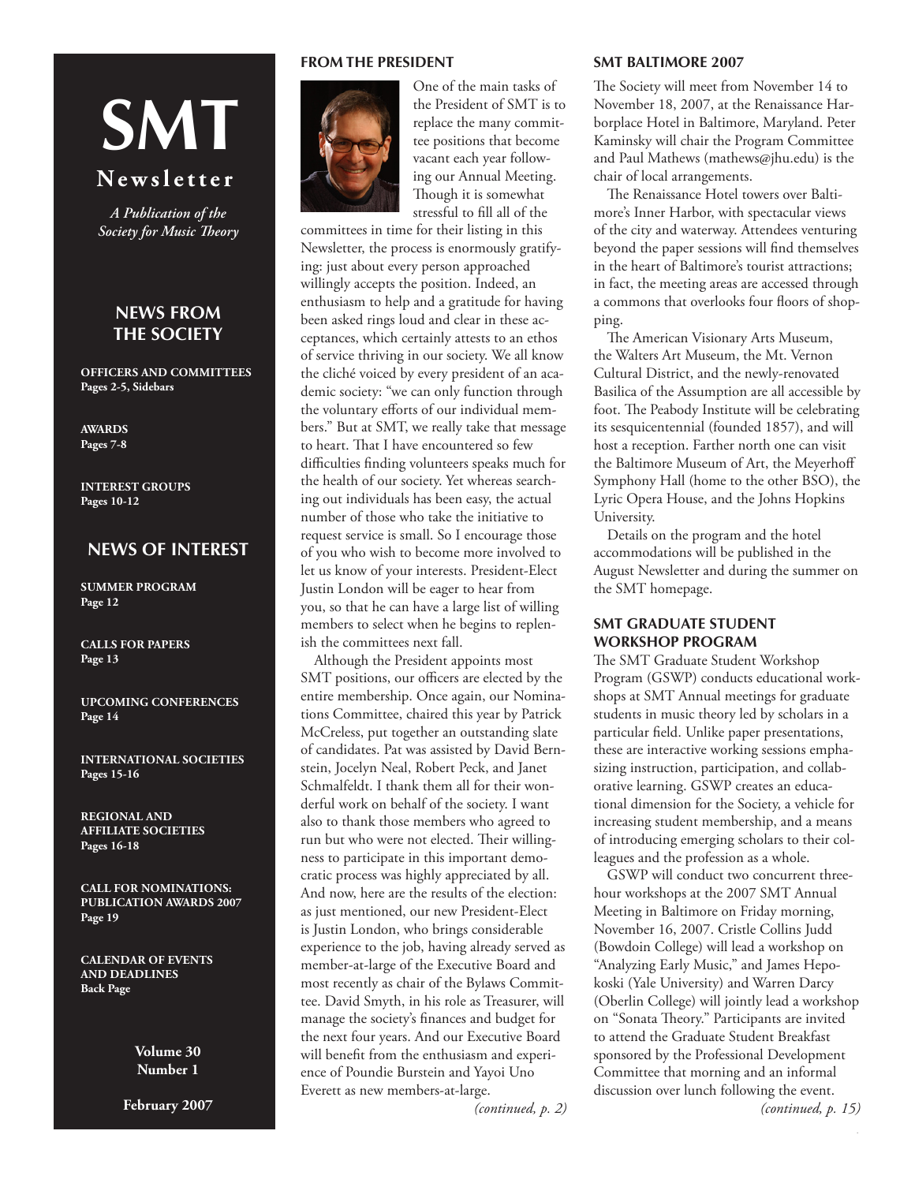# SMT Newsletter

*A Publication of the Society for Music Theory*

## NEWS FROM THE SOCIETY

**OFFICERS AND COMMITTEES**
**Pages 2-5, Sidebars**

**AWARDS**
**Pages 7-8**

**INTEREST GROUPS**
**Pages 10-12**

## NEWS OF INTEREST

**SUMMER PROGRAM**
**Page 12**

**CALLS FOR PAPERS**
**Page 13**

**UPCOMING CONFERENCES**
**Page 14**

**INTERNATIONAL SOCIETIES**
**Pages 15-16**

**REGIONAL AND AFFILIATE SOCIETIES**
**Pages 16-18**

**CALL FOR NOMINATIONS: PUBLICATION AWARDS 2007**
**Page 19**

**CALENDAR OF EVENTS AND DEADLINES**
**Back Page**

**Volume 30**
**Number 1**

**February 2007**

### FROM THE PRESIDENT

One of the main tasks of the President of SMT is to replace the many committee positions that become vacant each year following our Annual Meeting. Though it is somewhat stressful to fill all of the committees in time for their listing in this Newsletter, the process is enormously gratifying: just about every person approached willingly accepts the position. Indeed, an enthusiasm to help and a gratitude for having been asked rings loud and clear in these acceptances, which certainly attests to an ethos of service thriving in our society. We all know the cliché voiced by every president of an academic society: "we can only function through the voluntary efforts of our individual members." But at SMT, we really take that message to heart. That I have encountered so few difficulties finding volunteers speaks much for the health of our society. Yet whereas searching out individuals has been easy, the actual number of those who take the initiative to request service is small. So I encourage those of you who wish to become more involved to let us know of your interests. President-Elect Justin London will be eager to hear from you, so that he can have a large list of willing members to select when he begins to replenish the committees next fall.

Although the President appoints most SMT positions, our officers are elected by the entire membership. Once again, our Nominations Committee, chaired this year by Patrick McCreless, put together an outstanding slate of candidates. Pat was assisted by David Bernstein, Jocelyn Neal, Robert Peck, and Janet Schmalfeldt. I thank them all for their wonderful work on behalf of the society. I want also to thank those members who agreed to run but who were not elected. Their willingness to participate in this important democratic process was highly appreciated by all. And now, here are the results of the election: as just mentioned, our new President-Elect is Justin London, who brings considerable experience to the job, having already served as member-at-large of the Executive Board and most recently as chair of the Bylaws Committee. David Smyth, in his role as Treasurer, will manage the society's finances and budget for the next four years. And our Executive Board will benefit from the enthusiasm and experience of Poundie Burstein and Yayoi Uno Everett as new members-at-large.

*(continued, p. 2)*

### SMT BALTIMORE 2007

The Society will meet from November 14 to November 18, 2007, at the Renaissance Harborplace Hotel in Baltimore, Maryland. Peter Kaminsky will chair the Program Committee and Paul Mathews (mathews@jhu.edu) is the chair of local arrangements.

The Renaissance Hotel towers over Baltimore's Inner Harbor, with spectacular views of the city and waterway. Attendees venturing beyond the paper sessions will find themselves in the heart of Baltimore's tourist attractions; in fact, the meeting areas are accessed through a commons that overlooks four floors of shopping.

The American Visionary Arts Museum, the Walters Art Museum, the Mt. Vernon Cultural District, and the newly-renovated Basilica of the Assumption are all accessible by foot. The Peabody Institute will be celebrating its sesquicentennial (founded 1857), and will host a reception. Farther north one can visit the Baltimore Museum of Art, the Meyerhoff Symphony Hall (home to the other BSO), the Lyric Opera House, and the Johns Hopkins University.

Details on the program and the hotel accommodations will be published in the August Newsletter and during the summer on the SMT homepage.

### SMT GRADUATE STUDENT WORKSHOP PROGRAM

The SMT Graduate Student Workshop Program (GSWP) conducts educational workshops at SMT Annual meetings for graduate students in music theory led by scholars in a particular field. Unlike paper presentations, these are interactive working sessions emphasizing instruction, participation, and collaborative learning. GSWP creates an educational dimension for the Society, a vehicle for increasing student membership, and a means of introducing emerging scholars to their colleagues and the profession as a whole.

GSWP will conduct two concurrent three-hour workshops at the 2007 SMT Annual Meeting in Baltimore on Friday morning, November 16, 2007. Cristle Collins Judd (Bowdoin College) will lead a workshop on "Analyzing Early Music," and James Hepokoski (Yale University) and Warren Darcy (Oberlin College) will jointly lead a workshop on "Sonata Theory." Participants are invited to attend the Graduate Student Breakfast sponsored by the Professional Development Committee that morning and an informal discussion over lunch following the event.

*(continued, p. 15)*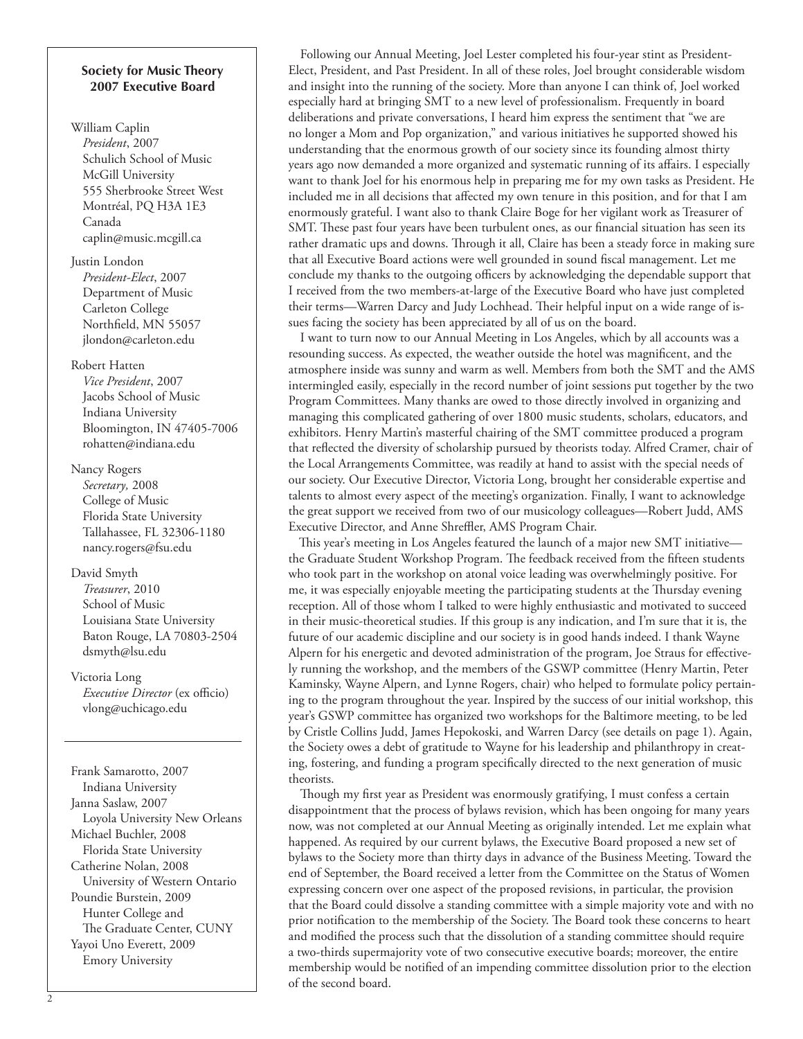### Society for Music Theory 2007 Executive Board

William Caplin
*President*, 2007
Schulich School of Music
McGill University
555 Sherbrooke Street West
Montréal, PQ H3A 1E3
Canada
caplin@music.mcgill.ca

Justin London
*President-Elect*, 2007
Department of Music
Carleton College
Northfield, MN 55057
jlondon@carleton.edu

Robert Hatten
*Vice President*, 2007
Jacobs School of Music
Indiana University
Bloomington, IN 47405-7006
rohatten@indiana.edu

Nancy Rogers
*Secretary,* 2008
College of Music
Florida State University
Tallahassee, FL 32306-1180
nancy.rogers@fsu.edu

David Smyth
*Treasurer*, 2010
School of Music
Louisiana State University
Baton Rouge, LA 70803-2504
dsmyth@lsu.edu

Victoria Long
*Executive Director* (ex officio)
vlong@uchicago.edu

---

Frank Samarotto, 2007
Indiana University
Janna Saslaw, 2007
Loyola University New Orleans
Michael Buchler, 2008
Florida State University
Catherine Nolan, 2008
University of Western Ontario
Poundie Burstein, 2009
Hunter College and The Graduate Center, CUNY
Yayoi Uno Everett, 2009
Emory University

Following our Annual Meeting, Joel Lester completed his four-year stint as President-Elect, President, and Past President. In all of these roles, Joel brought considerable wisdom and insight into the running of the society. More than anyone I can think of, Joel worked especially hard at bringing SMT to a new level of professionalism. Frequently in board deliberations and private conversations, I heard him express the sentiment that "we are no longer a Mom and Pop organization," and various initiatives he supported showed his understanding that the enormous growth of our society since its founding almost thirty years ago now demanded a more organized and systematic running of its affairs. I especially want to thank Joel for his enormous help in preparing me for my own tasks as President. He included me in all decisions that affected my own tenure in this position, and for that I am enormously grateful. I want also to thank Claire Boge for her vigilant work as Treasurer of SMT. These past four years have been turbulent ones, as our financial situation has seen its rather dramatic ups and downs. Through it all, Claire has been a steady force in making sure that all Executive Board actions were well grounded in sound fiscal management. Let me conclude my thanks to the outgoing officers by acknowledging the dependable support that I received from the two members-at-large of the Executive Board who have just completed their terms—Warren Darcy and Judy Lochhead. Their helpful input on a wide range of issues facing the society has been appreciated by all of us on the board.

I want to turn now to our Annual Meeting in Los Angeles, which by all accounts was a resounding success. As expected, the weather outside the hotel was magnificent, and the atmosphere inside was sunny and warm as well. Members from both the SMT and the AMS intermingled easily, especially in the record number of joint sessions put together by the two Program Committees. Many thanks are owed to those directly involved in organizing and managing this complicated gathering of over 1800 music students, scholars, educators, and exhibitors. Henry Martin's masterful chairing of the SMT committee produced a program that reflected the diversity of scholarship pursued by theorists today. Alfred Cramer, chair of the Local Arrangements Committee, was readily at hand to assist with the special needs of our society. Our Executive Director, Victoria Long, brought her considerable expertise and talents to almost every aspect of the meeting's organization. Finally, I want to acknowledge the great support we received from two of our musicology colleagues—Robert Judd, AMS Executive Director, and Anne Shreffler, AMS Program Chair.

This year's meeting in Los Angeles featured the launch of a major new SMT initiative—the Graduate Student Workshop Program. The feedback received from the fifteen students who took part in the workshop on atonal voice leading was overwhelmingly positive. For me, it was especially enjoyable meeting the participating students at the Thursday evening reception. All of those whom I talked to were highly enthusiastic and motivated to succeed in their music-theoretical studies. If this group is any indication, and I'm sure that it is, the future of our academic discipline and our society is in good hands indeed. I thank Wayne Alpern for his energetic and devoted administration of the program, Joe Straus for effectively running the workshop, and the members of the GSWP committee (Henry Martin, Peter Kaminsky, Wayne Alpern, and Lynne Rogers, chair) who helped to formulate policy pertaining to the program throughout the year. Inspired by the success of our initial workshop, this year's GSWP committee has organized two workshops for the Baltimore meeting, to be led by Cristle Collins Judd, James Hepokoski, and Warren Darcy (see details on page 1). Again, the Society owes a debt of gratitude to Wayne for his leadership and philanthropy in creating, fostering, and funding a program specifically directed to the next generation of music theorists.

Though my first year as President was enormously gratifying, I must confess a certain disappointment that the process of bylaws revision, which has been ongoing for many years now, was not completed at our Annual Meeting as originally intended. Let me explain what happened. As required by our current bylaws, the Executive Board proposed a new set of bylaws to the Society more than thirty days in advance of the Business Meeting. Toward the end of September, the Board received a letter from the Committee on the Status of Women expressing concern over one aspect of the proposed revisions, in particular, the provision that the Board could dissolve a standing committee with a simple majority vote and with no prior notification to the membership of the Society. The Board took these concerns to heart and modified the process such that the dissolution of a standing committee should require a two-thirds supermajority vote of two consecutive executive boards; moreover, the entire membership would be notified of an impending committee dissolution prior to the election of the second board.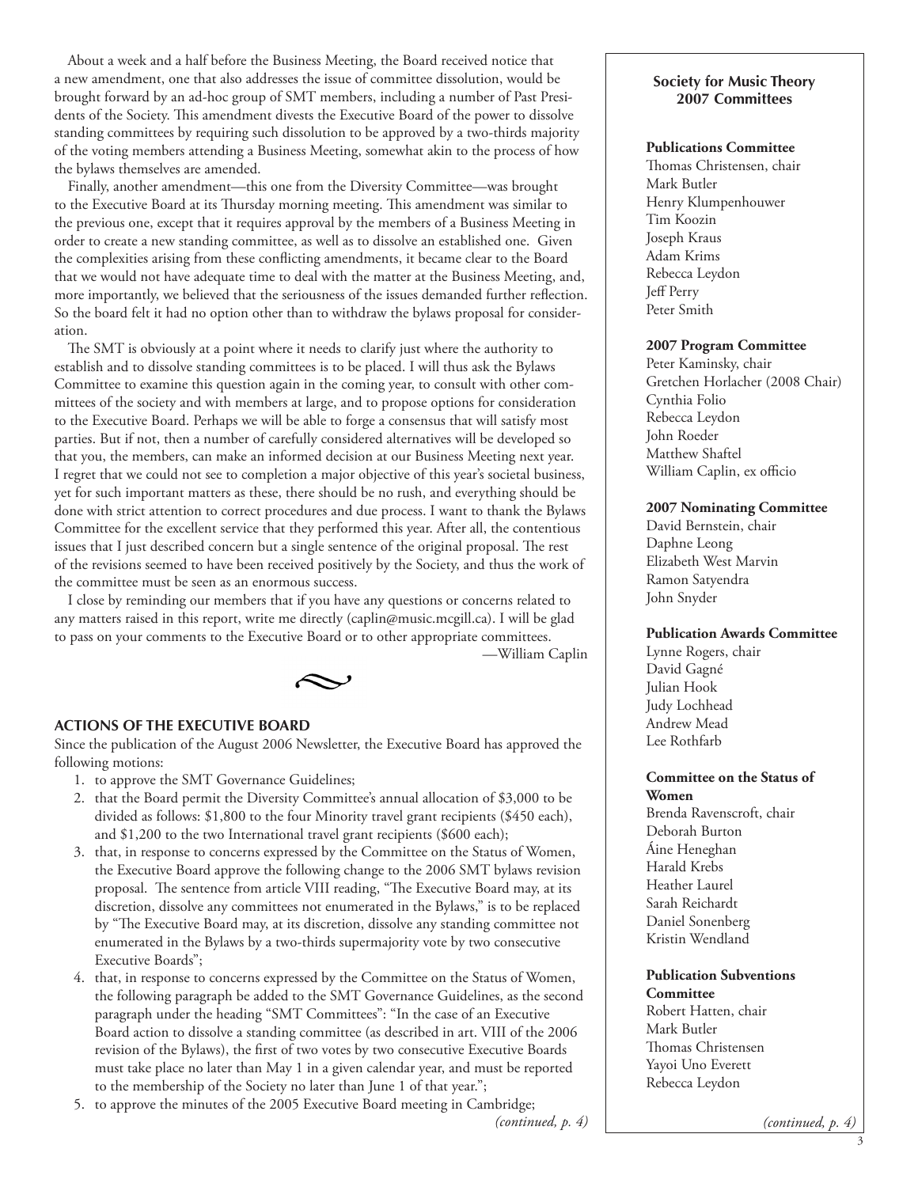About a week and a half before the Business Meeting, the Board received notice that a new amendment, one that also addresses the issue of committee dissolution, would be brought forward by an ad-hoc group of SMT members, including a number of Past Presidents of the Society. This amendment divests the Executive Board of the power to dissolve standing committees by requiring such dissolution to be approved by a two-thirds majority of the voting members attending a Business Meeting, somewhat akin to the process of how the bylaws themselves are amended.

Finally, another amendment—this one from the Diversity Committee—was brought to the Executive Board at its Thursday morning meeting. This amendment was similar to the previous one, except that it requires approval by the members of a Business Meeting in order to create a new standing committee, as well as to dissolve an established one. Given the complexities arising from these conflicting amendments, it became clear to the Board that we would not have adequate time to deal with the matter at the Business Meeting, and, more importantly, we believed that the seriousness of the issues demanded further reflection. So the board felt it had no option other than to withdraw the bylaws proposal for consideration.

The SMT is obviously at a point where it needs to clarify just where the authority to establish and to dissolve standing committees is to be placed. I will thus ask the Bylaws Committee to examine this question again in the coming year, to consult with other committees of the society and with members at large, and to propose options for consideration to the Executive Board. Perhaps we will be able to forge a consensus that will satisfy most parties. But if not, then a number of carefully considered alternatives will be developed so that you, the members, can make an informed decision at our Business Meeting next year. I regret that we could not see to completion a major objective of this year's societal business, yet for such important matters as these, there should be no rush, and everything should be done with strict attention to correct procedures and due process. I want to thank the Bylaws Committee for the excellent service that they performed this year. After all, the contentious issues that I just described concern but a single sentence of the original proposal. The rest of the revisions seemed to have been received positively by the Society, and thus the work of the committee must be seen as an enormous success.

I close by reminding our members that if you have any questions or concerns related to any matters raised in this report, write me directly (caplin@music.mcgill.ca). I will be glad to pass on your comments to the Executive Board or to other appropriate committees.

—William Caplin

## ACTIONS OF THE EXECUTIVE BOARD

Since the publication of the August 2006 Newsletter, the Executive Board has approved the following motions:

1. to approve the SMT Governance Guidelines;
2. that the Board permit the Diversity Committee's annual allocation of $3,000 to be divided as follows: $1,800 to the four Minority travel grant recipients ($450 each), and $1,200 to the two International travel grant recipients ($600 each);
3. that, in response to concerns expressed by the Committee on the Status of Women, the Executive Board approve the following change to the 2006 SMT bylaws revision proposal. The sentence from article VIII reading, "The Executive Board may, at its discretion, dissolve any committees not enumerated in the Bylaws," is to be replaced by "The Executive Board may, at its discretion, dissolve any standing committee not enumerated in the Bylaws by a two-thirds supermajority vote by two consecutive Executive Boards";
4. that, in response to concerns expressed by the Committee on the Status of Women, the following paragraph be added to the SMT Governance Guidelines, as the second paragraph under the heading "SMT Committees": "In the case of an Executive Board action to dissolve a standing committee (as described in art. VIII of the 2006 revision of the Bylaws), the first of two votes by two consecutive Executive Boards must take place no later than May 1 in a given calendar year, and must be reported to the membership of the Society no later than June 1 of that year.";
5. to approve the minutes of the 2005 Executive Board meeting in Cambridge;

*(continued, p. 4)*

### Society for Music Theory 2007 Committees

**Publications Committee**
Thomas Christensen, chair
Mark Butler
Henry Klumpenhouwer
Tim Koozin
Joseph Kraus
Adam Krims
Rebecca Leydon
Jeff Perry
Peter Smith

**2007 Program Committee**
Peter Kaminsky, chair
Gretchen Horlacher (2008 Chair)
Cynthia Folio
Rebecca Leydon
John Roeder
Matthew Shaftel
William Caplin, ex officio

**2007 Nominating Committee**
David Bernstein, chair
Daphne Leong
Elizabeth West Marvin
Ramon Satyendra
John Snyder

**Publication Awards Committee**
Lynne Rogers, chair
David Gagné
Julian Hook
Judy Lochhead
Andrew Mead
Lee Rothfarb

**Committee on the Status of Women**
Brenda Ravenscroft, chair
Deborah Burton
Áine Heneghan
Harald Krebs
Heather Laurel
Sarah Reichardt
Daniel Sonenberg
Kristin Wendland

**Publication Subventions Committee**
Robert Hatten, chair
Mark Butler
Thomas Christensen
Yayoi Uno Everett
Rebecca Leydon

*(continued, p. 4)*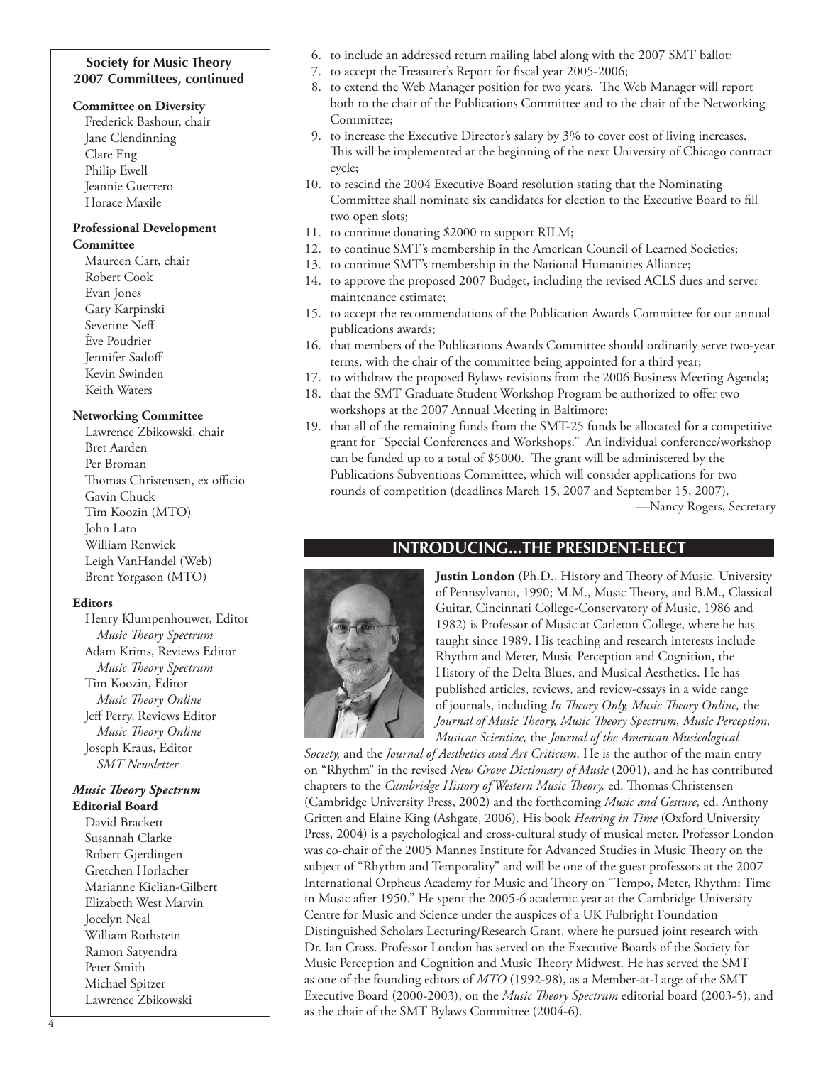**Society for Music Theory 2007 Committees, continued**

**Committee on Diversity**
Frederick Bashour, chair
Jane Clendinning
Clare Eng
Philip Ewell
Jeannie Guerrero
Horace Maxile

**Professional Development Committee**
Maureen Carr, chair
Robert Cook
Evan Jones
Gary Karpinski
Severine Neff
Ève Poudrier
Jennifer Sadoff
Kevin Swinden
Keith Waters

**Networking Committee**
Lawrence Zbikowski, chair
Bret Aarden
Per Broman
Thomas Christensen, ex officio
Gavin Chuck
Tim Koozin (MTO)
John Lato
William Renwick
Leigh VanHandel (Web)
Brent Yorgason (MTO)

**Editors**
Henry Klumpenhouwer, Editor *Music Theory Spectrum*
Adam Krims, Reviews Editor *Music Theory Spectrum*
Tim Koozin, Editor *Music Theory Online*
Jeff Perry, Reviews Editor *Music Theory Online*
Joseph Kraus, Editor *SMT Newsletter*

***Music Theory Spectrum* Editorial Board**
David Brackett
Susannah Clarke
Robert Gjerdingen
Gretchen Horlacher
Marianne Kielian-Gilbert
Elizabeth West Marvin
Jocelyn Neal
William Rothstein
Ramon Satyendra
Peter Smith
Michael Spitzer
Lawrence Zbikowski

6. to include an addressed return mailing label along with the 2007 SMT ballot;
7. to accept the Treasurer's Report for fiscal year 2005-2006;
8. to extend the Web Manager position for two years. The Web Manager will report both to the chair of the Publications Committee and to the chair of the Networking Committee;
9. to increase the Executive Director's salary by 3% to cover cost of living increases. This will be implemented at the beginning of the next University of Chicago contract cycle;
10. to rescind the 2004 Executive Board resolution stating that the Nominating Committee shall nominate six candidates for election to the Executive Board to fill two open slots;
11. to continue donating $2000 to support RILM;
12. to continue SMT's membership in the American Council of Learned Societies;
13. to continue SMT's membership in the National Humanities Alliance;
14. to approve the proposed 2007 Budget, including the revised ACLS dues and server maintenance estimate;
15. to accept the recommendations of the Publication Awards Committee for our annual publications awards;
16. that members of the Publications Awards Committee should ordinarily serve two-year terms, with the chair of the committee being appointed for a third year;
17. to withdraw the proposed Bylaws revisions from the 2006 Business Meeting Agenda;
18. that the SMT Graduate Student Workshop Program be authorized to offer two workshops at the 2007 Annual Meeting in Baltimore;
19. that all of the remaining funds from the SMT-25 funds be allocated for a competitive grant for "Special Conferences and Workshops." An individual conference/workshop can be funded up to a total of $5000. The grant will be administered by the Publications Subventions Committee, which will consider applications for two rounds of competition (deadlines March 15, 2007 and September 15, 2007).

—Nancy Rogers, Secretary

## INTRODUCING...THE PRESIDENT-ELECT

**Justin London** (Ph.D., History and Theory of Music, University of Pennsylvania, 1990; M.M., Music Theory, and B.M., Classical Guitar, Cincinnati College-Conservatory of Music, 1986 and 1982) is Professor of Music at Carleton College, where he has taught since 1989. His teaching and research interests include Rhythm and Meter, Music Perception and Cognition, the History of the Delta Blues, and Musical Aesthetics. He has published articles, reviews, and review-essays in a wide range of journals, including *In Theory Only, Music Theory Online,* the *Journal of Music Theory, Music Theory Spectrum, Music Perception, Musicae Scientiae,* the *Journal of the American Musicological Society,* and the *Journal of Aesthetics and Art Criticism*. He is the author of the main entry on "Rhythm" in the revised *New Grove Dictionary of Music* (2001), and he has contributed chapters to the *Cambridge History of Western Music Theory,* ed. Thomas Christensen (Cambridge University Press, 2002) and the forthcoming *Music and Gesture,* ed. Anthony Gritten and Elaine King (Ashgate, 2006). His book *Hearing in Time* (Oxford University Press, 2004) is a psychological and cross-cultural study of musical meter. Professor London was co-chair of the 2005 Mannes Institute for Advanced Studies in Music Theory on the subject of "Rhythm and Temporality" and will be one of the guest professors at the 2007 International Orpheus Academy for Music and Theory on "Tempo, Meter, Rhythm: Time in Music after 1950." He spent the 2005-6 academic year at the Cambridge University Centre for Music and Science under the auspices of a UK Fulbright Foundation Distinguished Scholars Lecturing/Research Grant, where he pursued joint research with Dr. Ian Cross. Professor London has served on the Executive Boards of the Society for Music Perception and Cognition and Music Theory Midwest. He has served the SMT as one of the founding editors of *MTO* (1992-98), as a Member-at-Large of the SMT Executive Board (2000-2003), on the *Music Theory Spectrum* editorial board (2003-5), and as the chair of the SMT Bylaws Committee (2004-6).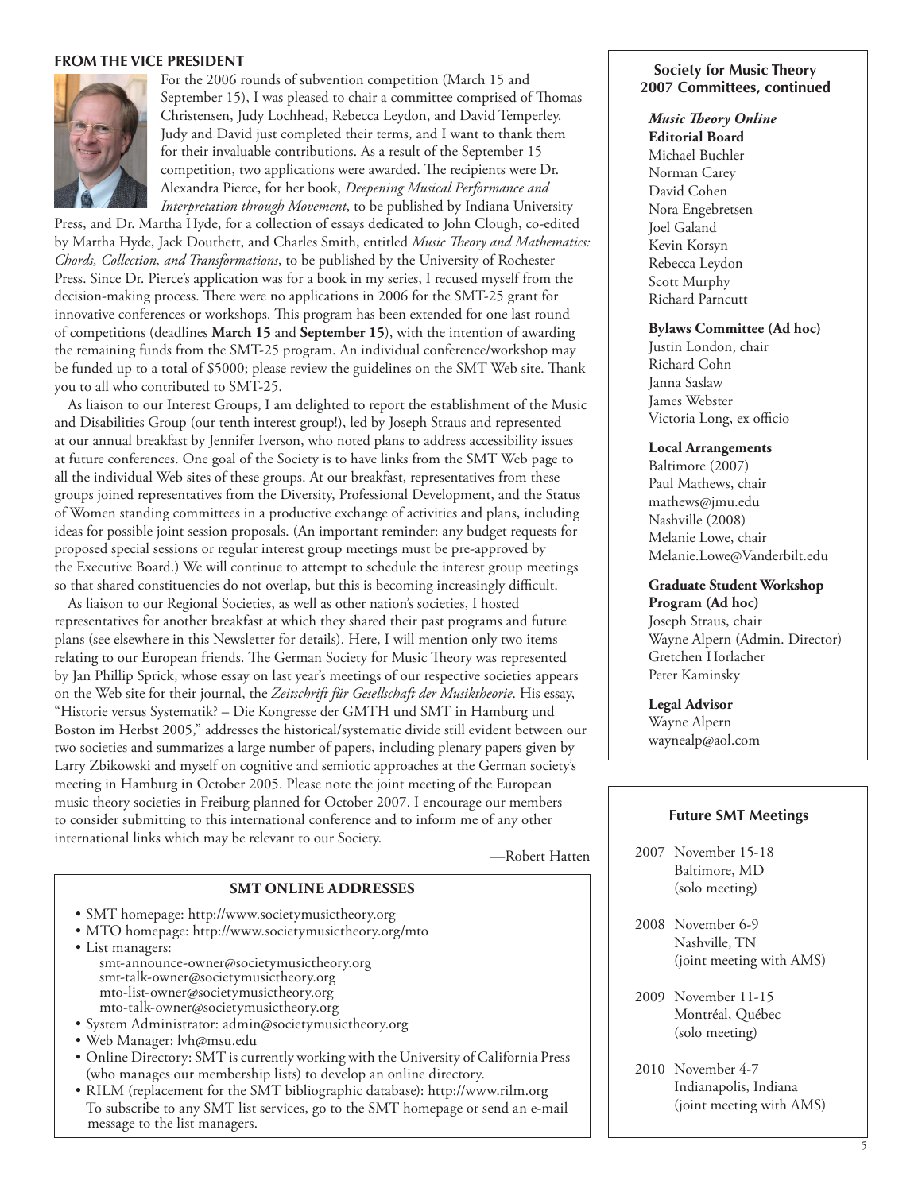## FROM THE VICE PRESIDENT

For the 2006 rounds of subvention competition (March 15 and September 15), I was pleased to chair a committee comprised of Thomas Christensen, Judy Lochhead, Rebecca Leydon, and David Temperley. Judy and David just completed their terms, and I want to thank them for their invaluable contributions. As a result of the September 15 competition, two applications were awarded. The recipients were Dr. Alexandra Pierce, for her book, *Deepening Musical Performance and Interpretation through Movement*, to be published by Indiana University Press, and Dr. Martha Hyde, for a collection of essays dedicated to John Clough, co-edited by Martha Hyde, Jack Douthett, and Charles Smith, entitled *Music Theory and Mathematics: Chords, Collection, and Transformations*, to be published by the University of Rochester Press. Since Dr. Pierce's application was for a book in my series, I recused myself from the decision-making process. There were no applications in 2006 for the SMT-25 grant for innovative conferences or workshops. This program has been extended for one last round of competitions (deadlines **March 15** and **September 15**), with the intention of awarding the remaining funds from the SMT-25 program. An individual conference/workshop may be funded up to a total of $5000; please review the guidelines on the SMT Web site. Thank you to all who contributed to SMT-25.

As liaison to our Interest Groups, I am delighted to report the establishment of the Music and Disabilities Group (our tenth interest group!), led by Joseph Straus and represented at our annual breakfast by Jennifer Iverson, who noted plans to address accessibility issues at future conferences. One goal of the Society is to have links from the SMT Web page to all the individual Web sites of these groups. At our breakfast, representatives from these groups joined representatives from the Diversity, Professional Development, and the Status of Women standing committees in a productive exchange of activities and plans, including ideas for possible joint session proposals. (An important reminder: any budget requests for proposed special sessions or regular interest group meetings must be pre-approved by the Executive Board.) We will continue to attempt to schedule the interest group meetings so that shared constituencies do not overlap, but this is becoming increasingly difficult.

As liaison to our Regional Societies, as well as other nation's societies, I hosted representatives for another breakfast at which they shared their past programs and future plans (see elsewhere in this Newsletter for details). Here, I will mention only two items relating to our European friends. The German Society for Music Theory was represented by Jan Phillip Sprick, whose essay on last year's meetings of our respective societies appears on the Web site for their journal, the *Zeitschrift für Gesellschaft der Musiktheorie*. His essay, "Historie versus Systematik? – Die Kongresse der GMTH und SMT in Hamburg und Boston im Herbst 2005," addresses the historical/systematic divide still evident between our two societies and summarizes a large number of papers, including plenary papers given by Larry Zbikowski and myself on cognitive and semiotic approaches at the German society's meeting in Hamburg in October 2005. Please note the joint meeting of the European music theory societies in Freiburg planned for October 2007. I encourage our members to consider submitting to this international conference and to inform me of any other international links which may be relevant to our Society.

—Robert Hatten

### SMT ONLINE ADDRESSES

- SMT homepage: http://www.societymusictheory.org
- MTO homepage: http://www.societymusictheory.org/mto
- List managers:
  - smt-announce-owner@societymusictheory.org
  - smt-talk-owner@societymusictheory.org
  - mto-list-owner@societymusictheory.org
  - mto-talk-owner@societymusictheory.org
- System Administrator: admin@societymusictheory.org
- Web Manager: lvh@msu.edu
- Online Directory: SMT is currently working with the University of California Press (who manages our membership lists) to develop an online directory.
- RILM (replacement for the SMT bibliographic database): http://www.rilm.org

To subscribe to any SMT list services, go to the SMT homepage or send an e-mail message to the list managers.

### Society for Music Theory 2007 Committees, continued

***Music Theory Online* Editorial Board**
Michael Buchler
Norman Carey
David Cohen
Nora Engebretsen
Joel Galand
Kevin Korsyn
Rebecca Leydon
Scott Murphy
Richard Parncutt

**Bylaws Committee (Ad hoc)**
Justin London, chair
Richard Cohn
Janna Saslaw
James Webster
Victoria Long, ex officio

**Local Arrangements**
Baltimore (2007)
Paul Mathews, chair
mathews@jmu.edu
Nashville (2008)
Melanie Lowe, chair
Melanie.Lowe@Vanderbilt.edu

**Graduate Student Workshop Program (Ad hoc)**
Joseph Straus, chair
Wayne Alpern (Admin. Director)
Gretchen Horlacher
Peter Kaminsky

**Legal Advisor**
Wayne Alpern
waynealp@aol.com

### Future SMT Meetings

2007 November 15-18
Baltimore, MD
(solo meeting)

2008 November 6-9
Nashville, TN
(joint meeting with AMS)

2009 November 11-15
Montréal, Québec
(solo meeting)

2010 November 4-7
Indianapolis, Indiana
(joint meeting with AMS)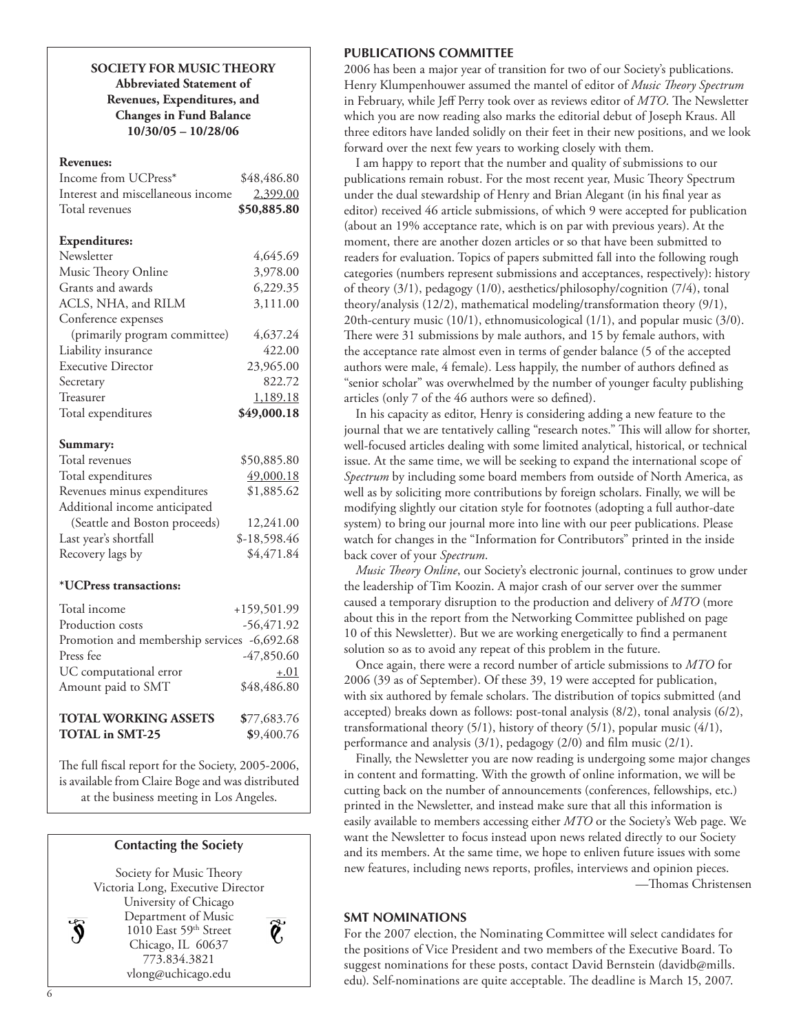### SOCIETY FOR MUSIC THEORY

**Abbreviated Statement of Revenues, Expenditures, and Changes in Fund Balance 10/30/05 – 10/28/06**

**Revenues:**

| | |
|---|---|
| Income from UCPress* | $48,486.80 |
| Interest and miscellaneous income | 2,399.00 |
| Total revenues | **$50,885.80** |

**Expenditures:**

| | |
|---|---|
| Newsletter | 4,645.69 |
| Music Theory Online | 3,978.00 |
| Grants and awards | 6,229.35 |
| ACLS, NHA, and RILM | 3,111.00 |
| Conference expenses (primarily program committee) | 4,637.24 |
| Liability insurance | 422.00 |
| Executive Director | 23,965.00 |
| Secretary | 822.72 |
| Treasurer | 1,189.18 |
| Total expenditures | **$49,000.18** |

**Summary:**

| | |
|---|---|
| Total revenues | $50,885.80 |
| Total expenditures | 49,000.18 |
| Revenues minus expenditures | $1,885.62 |
| Additional income anticipated (Seattle and Boston proceeds) | 12,241.00 |
| Last year's shortfall | $-18,598.46 |
| Recovery lags by | $4,471.84 |

**\*UCPress transactions:**

| | |
|---|---|
| Total income | +159,501.99 |
| Production costs | -56,471.92 |
| Promotion and membership services | -6,692.68 |
| Press fee | -47,850.60 |
| UC computational error | +.01 |
| Amount paid to SMT | $48,486.80 |

| | |
|---|---|
| **TOTAL WORKING ASSETS** | **$**77,683.76 |
| **TOTAL in SMT-25** | **$**9,400.76 |

The full fiscal report for the Society, 2005-2006, is available from Claire Boge and was distributed at the business meeting in Los Angeles.

### Contacting the Society

Society for Music Theory
Victoria Long, Executive Director
University of Chicago
Department of Music
1010 East 59th Street
Chicago, IL 60637
773.834.3821
vlong@uchicago.edu

## PUBLICATIONS COMMITTEE

2006 has been a major year of transition for two of our Society's publications. Henry Klumpenhouwer assumed the mantel of editor of *Music Theory Spectrum* in February, while Jeff Perry took over as reviews editor of *MTO*. The Newsletter which you are now reading also marks the editorial debut of Joseph Kraus. All three editors have landed solidly on their feet in their new positions, and we look forward over the next few years to working closely with them.

I am happy to report that the number and quality of submissions to our publications remain robust. For the most recent year, Music Theory Spectrum under the dual stewardship of Henry and Brian Alegant (in his final year as editor) received 46 article submissions, of which 9 were accepted for publication (about an 19% acceptance rate, which is on par with previous years). At the moment, there are another dozen articles or so that have been submitted to readers for evaluation. Topics of papers submitted fall into the following rough categories (numbers represent submissions and acceptances, respectively): history of theory (3/1), pedagogy (1/0), aesthetics/philosophy/cognition (7/4), tonal theory/analysis (12/2), mathematical modeling/transformation theory (9/1), 20th-century music (10/1), ethnomusicological (1/1), and popular music (3/0). There were 31 submissions by male authors, and 15 by female authors, with the acceptance rate almost even in terms of gender balance (5 of the accepted authors were male, 4 female). Less happily, the number of authors defined as "senior scholar" was overwhelmed by the number of younger faculty publishing articles (only 7 of the 46 authors were so defined).

In his capacity as editor, Henry is considering adding a new feature to the journal that we are tentatively calling "research notes." This will allow for shorter, well-focused articles dealing with some limited analytical, historical, or technical issue. At the same time, we will be seeking to expand the international scope of *Spectrum* by including some board members from outside of North America, as well as by soliciting more contributions by foreign scholars. Finally, we will be modifying slightly our citation style for footnotes (adopting a full author-date system) to bring our journal more into line with our peer publications. Please watch for changes in the "Information for Contributors" printed in the inside back cover of your *Spectrum*.

*Music Theory Online*, our Society's electronic journal, continues to grow under the leadership of Tim Koozin. A major crash of our server over the summer caused a temporary disruption to the production and delivery of *MTO* (more about this in the report from the Networking Committee published on page 10 of this Newsletter). But we are working energetically to find a permanent solution so as to avoid any repeat of this problem in the future.

Once again, there were a record number of article submissions to *MTO* for 2006 (39 as of September). Of these 39, 19 were accepted for publication, with six authored by female scholars. The distribution of topics submitted (and accepted) breaks down as follows: post-tonal analysis (8/2), tonal analysis (6/2), transformational theory (5/1), history of theory (5/1), popular music (4/1), performance and analysis (3/1), pedagogy (2/0) and film music (2/1).

Finally, the Newsletter you are now reading is undergoing some major changes in content and formatting. With the growth of online information, we will be cutting back on the number of announcements (conferences, fellowships, etc.) printed in the Newsletter, and instead make sure that all this information is easily available to members accessing either *MTO* or the Society's Web page. We want the Newsletter to focus instead upon news related directly to our Society and its members. At the same time, we hope to enliven future issues with some new features, including news reports, profiles, interviews and opinion pieces.

—Thomas Christensen

## SMT NOMINATIONS

For the 2007 election, the Nominating Committee will select candidates for the positions of Vice President and two members of the Executive Board. To suggest nominations for these posts, contact David Bernstein (davidb@mills.edu). Self-nominations are quite acceptable. The deadline is March 15, 2007.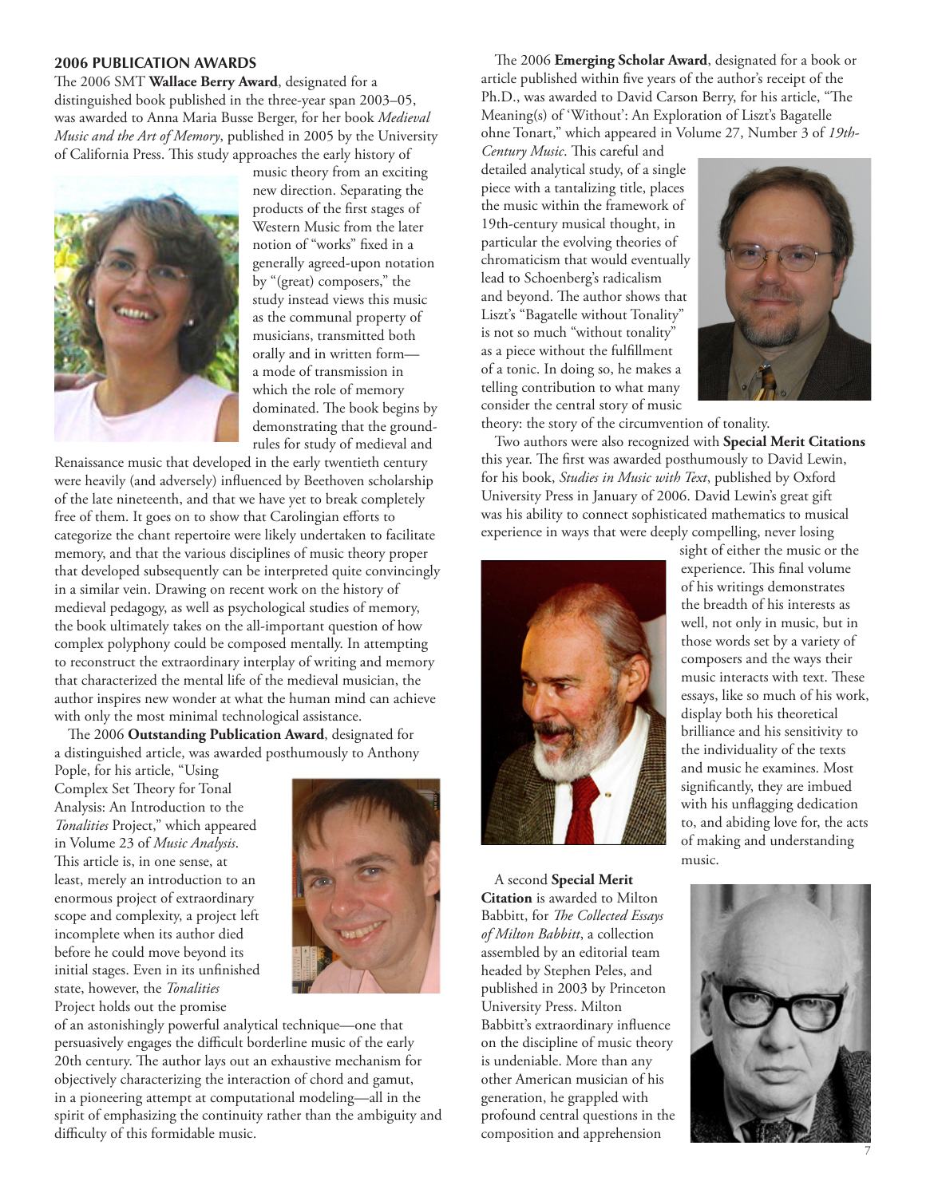## 2006 PUBLICATION AWARDS

The 2006 SMT **Wallace Berry Award**, designated for a distinguished book published in the three-year span 2003–05, was awarded to Anna Maria Busse Berger, for her book *Medieval Music and the Art of Memory*, published in 2005 by the University of California Press. This study approaches the early history of music theory from an exciting new direction. Separating the products of the first stages of Western Music from the later notion of "works" fixed in a generally agreed-upon notation by "(great) composers," the study instead views this music as the communal property of musicians, transmitted both orally and in written form—a mode of transmission in which the role of memory dominated. The book begins by demonstrating that the ground-rules for study of medieval and Renaissance music that developed in the early twentieth century were heavily (and adversely) influenced by Beethoven scholarship of the late nineteenth, and that we have yet to break completely free of them. It goes on to show that Carolingian efforts to categorize the chant repertoire were likely undertaken to facilitate memory, and that the various disciplines of music theory proper that developed subsequently can be interpreted quite convincingly in a similar vein. Drawing on recent work on the history of medieval pedagogy, as well as psychological studies of memory, the book ultimately takes on the all-important question of how complex polyphony could be composed mentally. In attempting to reconstruct the extraordinary interplay of writing and memory that characterized the mental life of the medieval musician, the author inspires new wonder at what the human mind can achieve with only the most minimal technological assistance.

The 2006 **Outstanding Publication Award**, designated for a distinguished article, was awarded posthumously to Anthony Pople, for his article, "Using Complex Set Theory for Tonal Analysis: An Introduction to the *Tonalities* Project," which appeared in Volume 23 of *Music Analysis*. This article is, in one sense, at least, merely an introduction to an enormous project of extraordinary scope and complexity, a project left incomplete when its author died before he could move beyond its initial stages. Even in its unfinished state, however, the *Tonalities* Project holds out the promise of an astonishingly powerful analytical technique—one that persuasively engages the difficult borderline music of the early 20th century. The author lays out an exhaustive mechanism for objectively characterizing the interaction of chord and gamut, in a pioneering attempt at computational modeling—all in the spirit of emphasizing the continuity rather than the ambiguity and difficulty of this formidable music.

The 2006 **Emerging Scholar Award**, designated for a book or article published within five years of the author's receipt of the Ph.D., was awarded to David Carson Berry, for his article, "The Meaning(s) of 'Without': An Exploration of Liszt's Bagatelle ohne Tonart," which appeared in Volume 27, Number 3 of *19th-Century Music*. This careful and detailed analytical study, of a single piece with a tantalizing title, places the music within the framework of 19th-century musical thought, in particular the evolving theories of chromaticism that would eventually lead to Schoenberg's radicalism and beyond. The author shows that Liszt's "Bagatelle without Tonality" is not so much "without tonality" as a piece without the fulfillment of a tonic. In doing so, he makes a telling contribution to what many consider the central story of music theory: the story of the circumvention of tonality.

Two authors were also recognized with **Special Merit Citations** this year. The first was awarded posthumously to David Lewin, for his book, *Studies in Music with Text*, published by Oxford University Press in January of 2006. David Lewin's great gift was his ability to connect sophisticated mathematics to musical experience in ways that were deeply compelling, never losing sight of either the music or the experience. This final volume of his writings demonstrates the breadth of his interests as well, not only in music, but in those words set by a variety of composers and the ways their music interacts with text. These essays, like so much of his work, display both his theoretical brilliance and his sensitivity to the individuality of the texts and music he examines. Most significantly, they are imbued with his unflagging dedication to, and abiding love for, the acts of making and understanding music.

A second **Special Merit Citation** is awarded to Milton Babbitt, for *The Collected Essays of Milton Babbitt*, a collection assembled by an editorial team headed by Stephen Peles, and published in 2003 by Princeton University Press. Milton Babbitt's extraordinary influence on the discipline of music theory is undeniable. More than any other American musician of his generation, he grappled with profound central questions in the composition and apprehension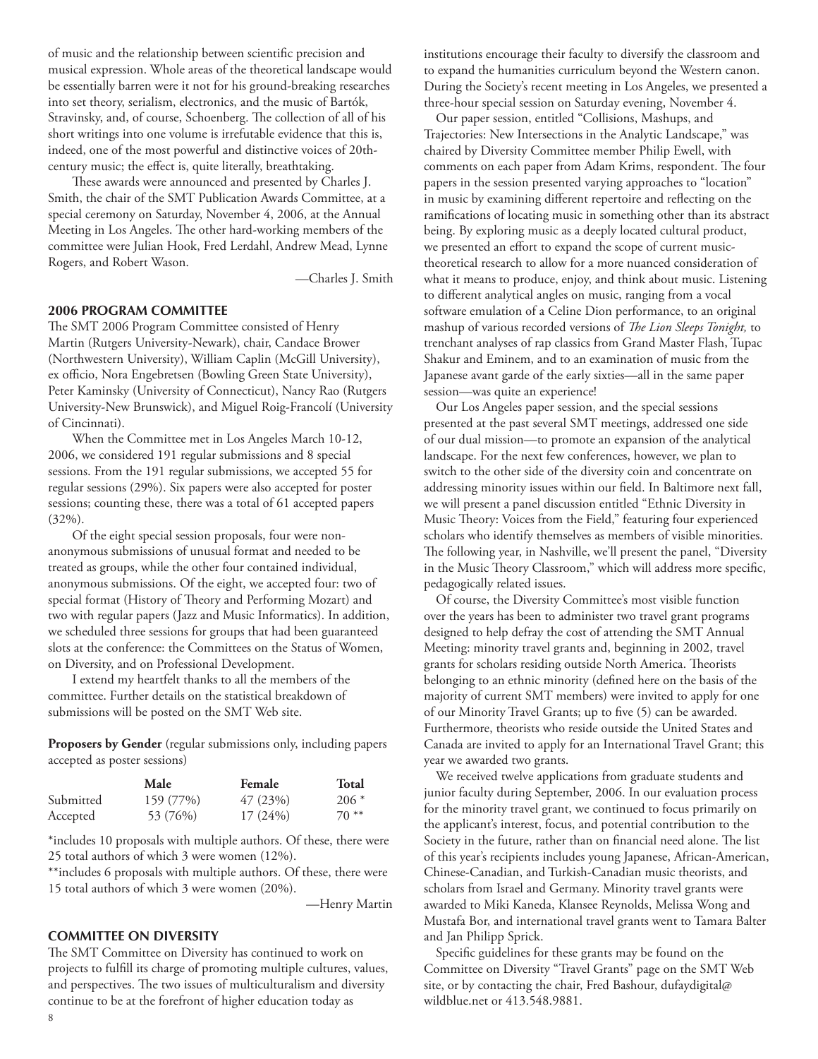of music and the relationship between scientific precision and musical expression. Whole areas of the theoretical landscape would be essentially barren were it not for his ground-breaking researches into set theory, serialism, electronics, and the music of Bartók, Stravinsky, and, of course, Schoenberg. The collection of all of his short writings into one volume is irrefutable evidence that this is, indeed, one of the most powerful and distinctive voices of 20th-century music; the effect is, quite literally, breathtaking.

These awards were announced and presented by Charles J. Smith, the chair of the SMT Publication Awards Committee, at a special ceremony on Saturday, November 4, 2006, at the Annual Meeting in Los Angeles. The other hard-working members of the committee were Julian Hook, Fred Lerdahl, Andrew Mead, Lynne Rogers, and Robert Wason.

—Charles J. Smith

### 2006 PROGRAM COMMITTEE

The SMT 2006 Program Committee consisted of Henry Martin (Rutgers University-Newark), chair, Candace Brower (Northwestern University), William Caplin (McGill University), ex officio, Nora Engebretsen (Bowling Green State University), Peter Kaminsky (University of Connecticut), Nancy Rao (Rutgers University-New Brunswick), and Miguel Roig-Francolí (University of Cincinnati).

When the Committee met in Los Angeles March 10-12, 2006, we considered 191 regular submissions and 8 special sessions. From the 191 regular submissions, we accepted 55 for regular sessions (29%). Six papers were also accepted for poster sessions; counting these, there was a total of 61 accepted papers (32%).

Of the eight special session proposals, four were non-anonymous submissions of unusual format and needed to be treated as groups, while the other four contained individual, anonymous submissions. Of the eight, we accepted four: two of special format (History of Theory and Performing Mozart) and two with regular papers (Jazz and Music Informatics). In addition, we scheduled three sessions for groups that had been guaranteed slots at the conference: the Committees on the Status of Women, on Diversity, and on Professional Development.

I extend my heartfelt thanks to all the members of the committee. Further details on the statistical breakdown of submissions will be posted on the SMT Web site.

**Proposers by Gender** (regular submissions only, including papers accepted as poster sessions)

| | Male | Female | Total |
|---|---|---|---|
| Submitted | 159 (77%) | 47 (23%) | 206 * |
| Accepted | 53 (76%) | 17 (24%) | 70 ** |

*includes 10 proposals with multiple authors. Of these, there were 25 total authors of which 3 were women (12%).

**includes 6 proposals with multiple authors. Of these, there were 15 total authors of which 3 were women (20%).

—Henry Martin

### COMMITTEE ON DIVERSITY

The SMT Committee on Diversity has continued to work on projects to fulfill its charge of promoting multiple cultures, values, and perspectives. The two issues of multiculturalism and diversity continue to be at the forefront of higher education today as institutions encourage their faculty to diversify the classroom and to expand the humanities curriculum beyond the Western canon. During the Society's recent meeting in Los Angeles, we presented a three-hour special session on Saturday evening, November 4.

Our paper session, entitled "Collisions, Mashups, and Trajectories: New Intersections in the Analytic Landscape," was chaired by Diversity Committee member Philip Ewell, with comments on each paper from Adam Krims, respondent. The four papers in the session presented varying approaches to "location" in music by examining different repertoire and reflecting on the ramifications of locating music in something other than its abstract being. By exploring music as a deeply located cultural product, we presented an effort to expand the scope of current music-theoretical research to allow for a more nuanced consideration of what it means to produce, enjoy, and think about music. Listening to different analytical angles on music, ranging from a vocal software emulation of a Celine Dion performance, to an original mashup of various recorded versions of *The Lion Sleeps Tonight,* to trenchant analyses of rap classics from Grand Master Flash, Tupac Shakur and Eminem, and to an examination of music from the Japanese avant garde of the early sixties—all in the same paper session—was quite an experience!

Our Los Angeles paper session, and the special sessions presented at the past several SMT meetings, addressed one side of our dual mission—to promote an expansion of the analytical landscape. For the next few conferences, however, we plan to switch to the other side of the diversity coin and concentrate on addressing minority issues within our field. In Baltimore next fall, we will present a panel discussion entitled "Ethnic Diversity in Music Theory: Voices from the Field," featuring four experienced scholars who identify themselves as members of visible minorities. The following year, in Nashville, we'll present the panel, "Diversity in the Music Theory Classroom," which will address more specific, pedagogically related issues.

Of course, the Diversity Committee's most visible function over the years has been to administer two travel grant programs designed to help defray the cost of attending the SMT Annual Meeting: minority travel grants and, beginning in 2002, travel grants for scholars residing outside North America. Theorists belonging to an ethnic minority (defined here on the basis of the majority of current SMT members) were invited to apply for one of our Minority Travel Grants; up to five (5) can be awarded. Furthermore, theorists who reside outside the United States and Canada are invited to apply for an International Travel Grant; this year we awarded two grants.

We received twelve applications from graduate students and junior faculty during September, 2006. In our evaluation process for the minority travel grant, we continued to focus primarily on the applicant's interest, focus, and potential contribution to the Society in the future, rather than on financial need alone. The list of this year's recipients includes young Japanese, African-American, Chinese-Canadian, and Turkish-Canadian music theorists, and scholars from Israel and Germany. Minority travel grants were awarded to Miki Kaneda, Klansee Reynolds, Melissa Wong and Mustafa Bor, and international travel grants went to Tamara Balter and Jan Philipp Sprick.

Specific guidelines for these grants may be found on the Committee on Diversity "Travel Grants" page on the SMT Web site, or by contacting the chair, Fred Bashour, dufaydigital@wildblue.net or 413.548.9881.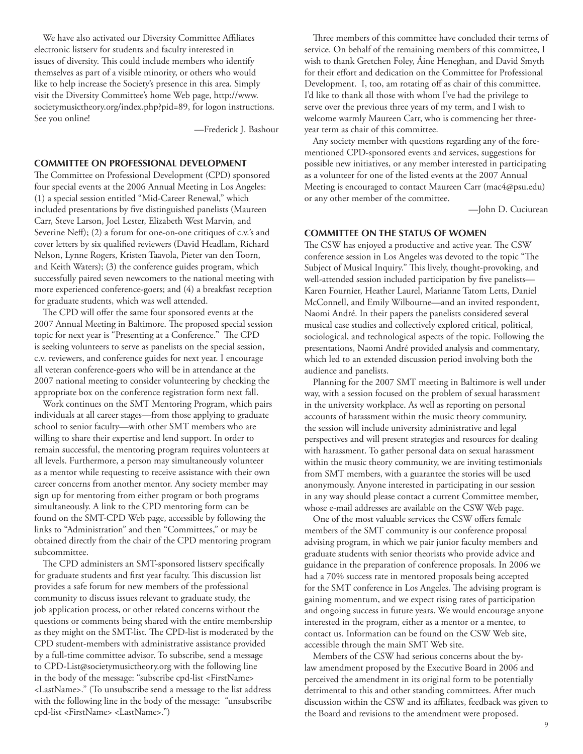We have also activated our Diversity Committee Affiliates electronic listserv for students and faculty interested in issues of diversity. This could include members who identify themselves as part of a visible minority, or others who would like to help increase the Society's presence in this area. Simply visit the Diversity Committee's home Web page, http://www.societymusictheory.org/index.php?pid=89, for logon instructions. See you online!

—Frederick J. Bashour

## COMMITTEE ON PROFESSIONAL DEVELOPMENT

The Committee on Professional Development (CPD) sponsored four special events at the 2006 Annual Meeting in Los Angeles: (1) a special session entitled "Mid-Career Renewal," which included presentations by five distinguished panelists (Maureen Carr, Steve Larson, Joel Lester, Elizabeth West Marvin, and Severine Neff); (2) a forum for one-on-one critiques of c.v.'s and cover letters by six qualified reviewers (David Headlam, Richard Nelson, Lynne Rogers, Kristen Taavola, Pieter van den Toorn, and Keith Waters); (3) the conference guides program, which successfully paired seven newcomers to the national meeting with more experienced conference-goers; and (4) a breakfast reception for graduate students, which was well attended.

The CPD will offer the same four sponsored events at the 2007 Annual Meeting in Baltimore. The proposed special session topic for next year is "Presenting at a Conference." The CPD is seeking volunteers to serve as panelists on the special session, c.v. reviewers, and conference guides for next year. I encourage all veteran conference-goers who will be in attendance at the 2007 national meeting to consider volunteering by checking the appropriate box on the conference registration form next fall.

Work continues on the SMT Mentoring Program, which pairs individuals at all career stages—from those applying to graduate school to senior faculty—with other SMT members who are willing to share their expertise and lend support. In order to remain successful, the mentoring program requires volunteers at all levels. Furthermore, a person may simultaneously volunteer as a mentor while requesting to receive assistance with their own career concerns from another mentor. Any society member may sign up for mentoring from either program or both programs simultaneously. A link to the CPD mentoring form can be found on the SMT-CPD Web page, accessible by following the links to "Administration" and then "Committees," or may be obtained directly from the chair of the CPD mentoring program subcommittee.

The CPD administers an SMT-sponsored listserv specifically for graduate students and first year faculty. This discussion list provides a safe forum for new members of the professional community to discuss issues relevant to graduate study, the job application process, or other related concerns without the questions or comments being shared with the entire membership as they might on the SMT-list. The CPD-list is moderated by the CPD student-members with administrative assistance provided by a full-time committee advisor. To subscribe, send a message to CPD-List@societymusictheory.org with the following line in the body of the message: "subscribe cpd-list <FirstName> <LastName>." (To unsubscribe send a message to the list address with the following line in the body of the message: "unsubscribe cpd-list <FirstName> <LastName>.")

Three members of this committee have concluded their terms of service. On behalf of the remaining members of this committee, I wish to thank Gretchen Foley, Áine Heneghan, and David Smyth for their effort and dedication on the Committee for Professional Development. I, too, am rotating off as chair of this committee. I'd like to thank all those with whom I've had the privilege to serve over the previous three years of my term, and I wish to welcome warmly Maureen Carr, who is commencing her three-year term as chair of this committee.

Any society member with questions regarding any of the forementioned CPD-sponsored events and services, suggestions for possible new initiatives, or any member interested in participating as a volunteer for one of the listed events at the 2007 Annual Meeting is encouraged to contact Maureen Carr (mac4@psu.edu) or any other member of the committee.

—John D. Cuciurean

## COMMITTEE ON THE STATUS OF WOMEN

The CSW has enjoyed a productive and active year. The CSW conference session in Los Angeles was devoted to the topic "The Subject of Musical Inquiry." This lively, thought-provoking, and well-attended session included participation by five panelists—Karen Fournier, Heather Laurel, Marianne Tatom Letts, Daniel McConnell, and Emily Wilbourne—and an invited respondent, Naomi André. In their papers the panelists considered several musical case studies and collectively explored critical, political, sociological, and technological aspects of the topic. Following the presentations, Naomi André provided analysis and commentary, which led to an extended discussion period involving both the audience and panelists.

Planning for the 2007 SMT meeting in Baltimore is well under way, with a session focused on the problem of sexual harassment in the university workplace. As well as reporting on personal accounts of harassment within the music theory community, the session will include university administrative and legal perspectives and will present strategies and resources for dealing with harassment. To gather personal data on sexual harassment within the music theory community, we are inviting testimonials from SMT members, with a guarantee the stories will be used anonymously. Anyone interested in participating in our session in any way should please contact a current Committee member, whose e-mail addresses are available on the CSW Web page.

One of the most valuable services the CSW offers female members of the SMT community is our conference proposal advising program, in which we pair junior faculty members and graduate students with senior theorists who provide advice and guidance in the preparation of conference proposals. In 2006 we had a 70% success rate in mentored proposals being accepted for the SMT conference in Los Angeles. The advising program is gaining momentum, and we expect rising rates of participation and ongoing success in future years. We would encourage anyone interested in the program, either as a mentor or a mentee, to contact us. Information can be found on the CSW Web site, accessible through the main SMT Web site.

Members of the CSW had serious concerns about the by-law amendment proposed by the Executive Board in 2006 and perceived the amendment in its original form to be potentially detrimental to this and other standing committees. After much discussion within the CSW and its affiliates, feedback was given to the Board and revisions to the amendment were proposed.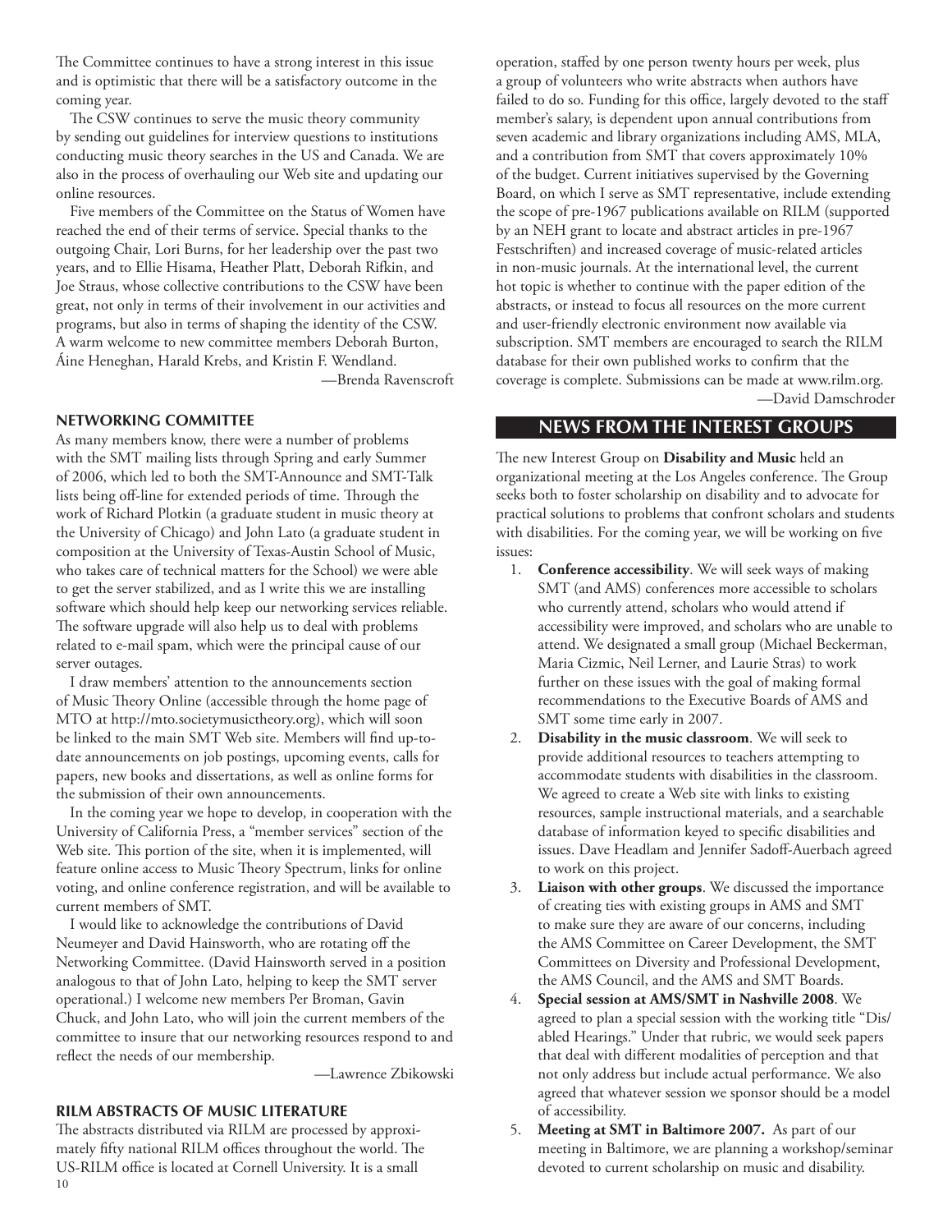The Committee continues to have a strong interest in this issue and is optimistic that there will be a satisfactory outcome in the coming year.

The CSW continues to serve the music theory community by sending out guidelines for interview questions to institutions conducting music theory searches in the US and Canada. We are also in the process of overhauling our Web site and updating our online resources.

Five members of the Committee on the Status of Women have reached the end of their terms of service. Special thanks to the outgoing Chair, Lori Burns, for her leadership over the past two years, and to Ellie Hisama, Heather Platt, Deborah Rifkin, and Joe Straus, whose collective contributions to the CSW have been great, not only in terms of their involvement in our activities and programs, but also in terms of shaping the identity of the CSW. A warm welcome to new committee members Deborah Burton, Áine Heneghan, Harald Krebs, and Kristin F. Wendland.

—Brenda Ravenscroft

### NETWORKING COMMITTEE

As many members know, there were a number of problems with the SMT mailing lists through Spring and early Summer of 2006, which led to both the SMT-Announce and SMT-Talk lists being off-line for extended periods of time. Through the work of Richard Plotkin (a graduate student in music theory at the University of Chicago) and John Lato (a graduate student in composition at the University of Texas-Austin School of Music, who takes care of technical matters for the School) we were able to get the server stabilized, and as I write this we are installing software which should help keep our networking services reliable. The software upgrade will also help us to deal with problems related to e-mail spam, which were the principal cause of our server outages.

I draw members' attention to the announcements section of Music Theory Online (accessible through the home page of MTO at http://mto.societymusictheory.org), which will soon be linked to the main SMT Web site. Members will find up-to-date announcements on job postings, upcoming events, calls for papers, new books and dissertations, as well as online forms for the submission of their own announcements.

In the coming year we hope to develop, in cooperation with the University of California Press, a "member services" section of the Web site. This portion of the site, when it is implemented, will feature online access to Music Theory Spectrum, links for online voting, and online conference registration, and will be available to current members of SMT.

I would like to acknowledge the contributions of David Neumeyer and David Hainsworth, who are rotating off the Networking Committee. (David Hainsworth served in a position analogous to that of John Lato, helping to keep the SMT server operational.) I welcome new members Per Broman, Gavin Chuck, and John Lato, who will join the current members of the committee to insure that our networking resources respond to and reflect the needs of our membership.

—Lawrence Zbikowski

### RILM ABSTRACTS OF MUSIC LITERATURE

The abstracts distributed via RILM are processed by approximately fifty national RILM offices throughout the world. The US-RILM office is located at Cornell University. It is a small operation, staffed by one person twenty hours per week, plus a group of volunteers who write abstracts when authors have failed to do so. Funding for this office, largely devoted to the staff member's salary, is dependent upon annual contributions from seven academic and library organizations including AMS, MLA, and a contribution from SMT that covers approximately 10% of the budget. Current initiatives supervised by the Governing Board, on which I serve as SMT representative, include extending the scope of pre-1967 publications available on RILM (supported by an NEH grant to locate and abstract articles in pre-1967 Festschriften) and increased coverage of music-related articles in non-music journals. At the international level, the current hot topic is whether to continue with the paper edition of the abstracts, or instead to focus all resources on the more current and user-friendly electronic environment now available via subscription. SMT members are encouraged to search the RILM database for their own published works to confirm that the coverage is complete. Submissions can be made at www.rilm.org.

—David Damschroder

## NEWS FROM THE INTEREST GROUPS

The new Interest Group on **Disability and Music** held an organizational meeting at the Los Angeles conference. The Group seeks both to foster scholarship on disability and to advocate for practical solutions to problems that confront scholars and students with disabilities. For the coming year, we will be working on five issues:

1. **Conference accessibility**. We will seek ways of making SMT (and AMS) conferences more accessible to scholars who currently attend, scholars who would attend if accessibility were improved, and scholars who are unable to attend. We designated a small group (Michael Beckerman, Maria Cizmic, Neil Lerner, and Laurie Stras) to work further on these issues with the goal of making formal recommendations to the Executive Boards of AMS and SMT some time early in 2007.
2. **Disability in the music classroom**. We will seek to provide additional resources to teachers attempting to accommodate students with disabilities in the classroom. We agreed to create a Web site with links to existing resources, sample instructional materials, and a searchable database of information keyed to specific disabilities and issues. Dave Headlam and Jennifer Sadoff-Auerbach agreed to work on this project.
3. **Liaison with other groups**. We discussed the importance of creating ties with existing groups in AMS and SMT to make sure they are aware of our concerns, including the AMS Committee on Career Development, the SMT Committees on Diversity and Professional Development, the AMS Council, and the AMS and SMT Boards.
4. **Special session at AMS/SMT in Nashville 2008**. We agreed to plan a special session with the working title "Dis/abled Hearings." Under that rubric, we would seek papers that deal with different modalities of perception and that not only address but include actual performance. We also agreed that whatever session we sponsor should be a model of accessibility.
5. **Meeting at SMT in Baltimore 2007.** As part of our meeting in Baltimore, we are planning a workshop/seminar devoted to current scholarship on music and disability.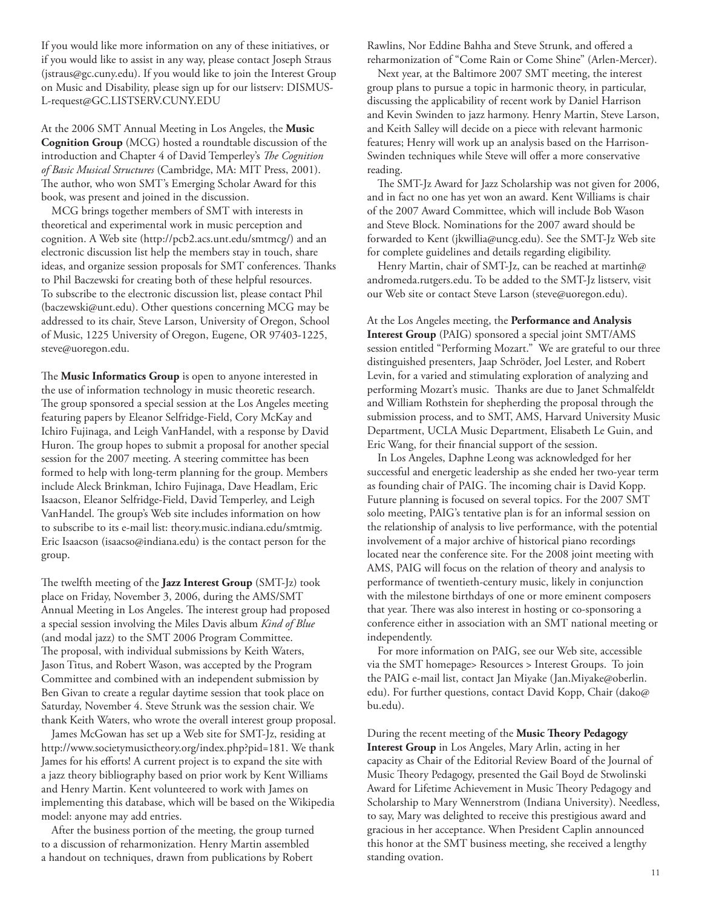If you would like more information on any of these initiatives, or if you would like to assist in any way, please contact Joseph Straus (jstraus@gc.cuny.edu). If you would like to join the Interest Group on Music and Disability, please sign up for our listserv: DISMUS-L-request@GC.LISTSERV.CUNY.EDU

At the 2006 SMT Annual Meeting in Los Angeles, the **Music Cognition Group** (MCG) hosted a roundtable discussion of the introduction and Chapter 4 of David Temperley's *The Cognition of Basic Musical Structures* (Cambridge, MA: MIT Press, 2001). The author, who won SMT's Emerging Scholar Award for this book, was present and joined in the discussion.

MCG brings together members of SMT with interests in theoretical and experimental work in music perception and cognition. A Web site (http://pcb2.acs.unt.edu/smtmcg/) and an electronic discussion list help the members stay in touch, share ideas, and organize session proposals for SMT conferences. Thanks to Phil Baczewski for creating both of these helpful resources. To subscribe to the electronic discussion list, please contact Phil (baczewski@unt.edu). Other questions concerning MCG may be addressed to its chair, Steve Larson, University of Oregon, School of Music, 1225 University of Oregon, Eugene, OR 97403-1225, steve@uoregon.edu.

The **Music Informatics Group** is open to anyone interested in the use of information technology in music theoretic research. The group sponsored a special session at the Los Angeles meeting featuring papers by Eleanor Selfridge-Field, Cory McKay and Ichiro Fujinaga, and Leigh VanHandel, with a response by David Huron. The group hopes to submit a proposal for another special session for the 2007 meeting. A steering committee has been formed to help with long-term planning for the group. Members include Aleck Brinkman, Ichiro Fujinaga, Dave Headlam, Eric Isaacson, Eleanor Selfridge-Field, David Temperley, and Leigh VanHandel. The group's Web site includes information on how to subscribe to its e-mail list: theory.music.indiana.edu/smtmig. Eric Isaacson (isaacso@indiana.edu) is the contact person for the group.

The twelfth meeting of the **Jazz Interest Group** (SMT-Jz) took place on Friday, November 3, 2006, during the AMS/SMT Annual Meeting in Los Angeles. The interest group had proposed a special session involving the Miles Davis album *Kind of Blue* (and modal jazz) to the SMT 2006 Program Committee. The proposal, with individual submissions by Keith Waters, Jason Titus, and Robert Wason, was accepted by the Program Committee and combined with an independent submission by Ben Givan to create a regular daytime session that took place on Saturday, November 4. Steve Strunk was the session chair. We thank Keith Waters, who wrote the overall interest group proposal.

James McGowan has set up a Web site for SMT-Jz, residing at http://www.societymusictheory.org/index.php?pid=181. We thank James for his efforts! A current project is to expand the site with a jazz theory bibliography based on prior work by Kent Williams and Henry Martin. Kent volunteered to work with James on implementing this database, which will be based on the Wikipedia model: anyone may add entries.

After the business portion of the meeting, the group turned to a discussion of reharmonization. Henry Martin assembled a handout on techniques, drawn from publications by Robert Rawlins, Nor Eddine Bahha and Steve Strunk, and offered a reharmonization of "Come Rain or Come Shine" (Arlen-Mercer).

Next year, at the Baltimore 2007 SMT meeting, the interest group plans to pursue a topic in harmonic theory, in particular, discussing the applicability of recent work by Daniel Harrison and Kevin Swinden to jazz harmony. Henry Martin, Steve Larson, and Keith Salley will decide on a piece with relevant harmonic features; Henry will work up an analysis based on the Harrison-Swinden techniques while Steve will offer a more conservative reading.

The SMT-Jz Award for Jazz Scholarship was not given for 2006, and in fact no one has yet won an award. Kent Williams is chair of the 2007 Award Committee, which will include Bob Wason and Steve Block. Nominations for the 2007 award should be forwarded to Kent (jkwillia@uncg.edu). See the SMT-Jz Web site for complete guidelines and details regarding eligibility.

Henry Martin, chair of SMT-Jz, can be reached at martinh@andromeda.rutgers.edu. To be added to the SMT-Jz listserv, visit our Web site or contact Steve Larson (steve@uoregon.edu).

At the Los Angeles meeting, the **Performance and Analysis Interest Group** (PAIG) sponsored a special joint SMT/AMS session entitled "Performing Mozart." We are grateful to our three distinguished presenters, Jaap Schröder, Joel Lester, and Robert Levin, for a varied and stimulating exploration of analyzing and performing Mozart's music. Thanks are due to Janet Schmalfeldt and William Rothstein for shepherding the proposal through the submission process, and to SMT, AMS, Harvard University Music Department, UCLA Music Department, Elisabeth Le Guin, and Eric Wang, for their financial support of the session.

In Los Angeles, Daphne Leong was acknowledged for her successful and energetic leadership as she ended her two-year term as founding chair of PAIG. The incoming chair is David Kopp. Future planning is focused on several topics. For the 2007 SMT solo meeting, PAIG's tentative plan is for an informal session on the relationship of analysis to live performance, with the potential involvement of a major archive of historical piano recordings located near the conference site. For the 2008 joint meeting with AMS, PAIG will focus on the relation of theory and analysis to performance of twentieth-century music, likely in conjunction with the milestone birthdays of one or more eminent composers that year. There was also interest in hosting or co-sponsoring a conference either in association with an SMT national meeting or independently.

For more information on PAIG, see our Web site, accessible via the SMT homepage> Resources > Interest Groups. To join the PAIG e-mail list, contact Jan Miyake (Jan.Miyake@oberlin.edu). For further questions, contact David Kopp, Chair (dako@bu.edu).

During the recent meeting of the **Music Theory Pedagogy Interest Group** in Los Angeles, Mary Arlin, acting in her capacity as Chair of the Editorial Review Board of the Journal of Music Theory Pedagogy, presented the Gail Boyd de Stwolinski Award for Lifetime Achievement in Music Theory Pedagogy and Scholarship to Mary Wennerstrom (Indiana University). Needless, to say, Mary was delighted to receive this prestigious award and gracious in her acceptance. When President Caplin announced this honor at the SMT business meeting, she received a lengthy standing ovation.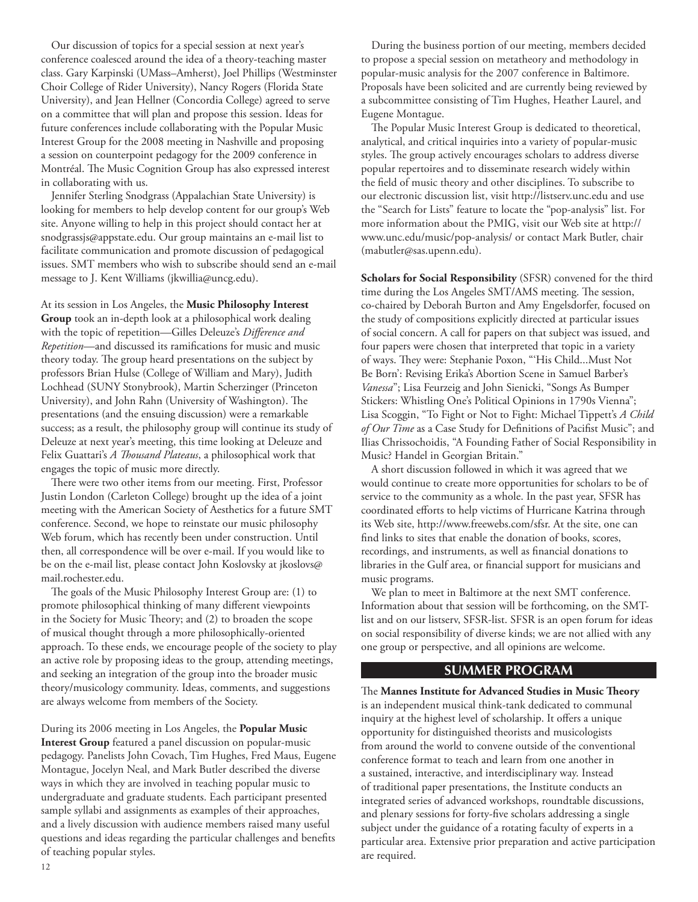Our discussion of topics for a special session at next year's conference coalesced around the idea of a theory-teaching master class. Gary Karpinski (UMass–Amherst), Joel Phillips (Westminster Choir College of Rider University), Nancy Rogers (Florida State University), and Jean Hellner (Concordia College) agreed to serve on a committee that will plan and propose this session. Ideas for future conferences include collaborating with the Popular Music Interest Group for the 2008 meeting in Nashville and proposing a session on counterpoint pedagogy for the 2009 conference in Montréal. The Music Cognition Group has also expressed interest in collaborating with us.

Jennifer Sterling Snodgrass (Appalachian State University) is looking for members to help develop content for our group's Web site. Anyone willing to help in this project should contact her at snodgrassjs@appstate.edu. Our group maintains an e-mail list to facilitate communication and promote discussion of pedagogical issues. SMT members who wish to subscribe should send an e-mail message to J. Kent Williams (jkwillia@uncg.edu).

At its session in Los Angeles, the **Music Philosophy Interest Group** took an in-depth look at a philosophical work dealing with the topic of repetition—Gilles Deleuze's *Difference and Repetition*—and discussed its ramifications for music and music theory today. The group heard presentations on the subject by professors Brian Hulse (College of William and Mary), Judith Lochhead (SUNY Stonybrook), Martin Scherzinger (Princeton University), and John Rahn (University of Washington). The presentations (and the ensuing discussion) were a remarkable success; as a result, the philosophy group will continue its study of Deleuze at next year's meeting, this time looking at Deleuze and Felix Guattari's *A Thousand Plateaus*, a philosophical work that engages the topic of music more directly.

There were two other items from our meeting. First, Professor Justin London (Carleton College) brought up the idea of a joint meeting with the American Society of Aesthetics for a future SMT conference. Second, we hope to reinstate our music philosophy Web forum, which has recently been under construction. Until then, all correspondence will be over e-mail. If you would like to be on the e-mail list, please contact John Koslovsky at jkoslovs@mail.rochester.edu.

The goals of the Music Philosophy Interest Group are: (1) to promote philosophical thinking of many different viewpoints in the Society for Music Theory; and (2) to broaden the scope of musical thought through a more philosophically-oriented approach. To these ends, we encourage people of the society to play an active role by proposing ideas to the group, attending meetings, and seeking an integration of the group into the broader music theory/musicology community. Ideas, comments, and suggestions are always welcome from members of the Society.

During its 2006 meeting in Los Angeles, the **Popular Music Interest Group** featured a panel discussion on popular-music pedagogy. Panelists John Covach, Tim Hughes, Fred Maus, Eugene Montague, Jocelyn Neal, and Mark Butler described the diverse ways in which they are involved in teaching popular music to undergraduate and graduate students. Each participant presented sample syllabi and assignments as examples of their approaches, and a lively discussion with audience members raised many useful questions and ideas regarding the particular challenges and benefits of teaching popular styles.

During the business portion of our meeting, members decided to propose a special session on metatheory and methodology in popular-music analysis for the 2007 conference in Baltimore. Proposals have been solicited and are currently being reviewed by a subcommittee consisting of Tim Hughes, Heather Laurel, and Eugene Montague.

The Popular Music Interest Group is dedicated to theoretical, analytical, and critical inquiries into a variety of popular-music styles. The group actively encourages scholars to address diverse popular repertoires and to disseminate research widely within the field of music theory and other disciplines. To subscribe to our electronic discussion list, visit http://listserv.unc.edu and use the "Search for Lists" feature to locate the "pop-analysis" list. For more information about the PMIG, visit our Web site at http://www.unc.edu/music/pop-analysis/ or contact Mark Butler, chair (mabutler@sas.upenn.edu).

**Scholars for Social Responsibility** (SFSR) convened for the third time during the Los Angeles SMT/AMS meeting. The session, co-chaired by Deborah Burton and Amy Engelsdorfer, focused on the study of compositions explicitly directed at particular issues of social concern. A call for papers on that subject was issued, and four papers were chosen that interpreted that topic in a variety of ways. They were: Stephanie Poxon, "'His Child...Must Not Be Born': Revising Erika's Abortion Scene in Samuel Barber's *Vanessa*"; Lisa Feurzeig and John Sienicki, "Songs As Bumper Stickers: Whistling One's Political Opinions in 1790s Vienna"; Lisa Scoggin, "To Fight or Not to Fight: Michael Tippett's *A Child of Our Time* as a Case Study for Definitions of Pacifist Music"; and Ilias Chrissochoidis, "A Founding Father of Social Responsibility in Music? Handel in Georgian Britain."

A short discussion followed in which it was agreed that we would continue to create more opportunities for scholars to be of service to the community as a whole. In the past year, SFSR has coordinated efforts to help victims of Hurricane Katrina through its Web site, http://www.freewebs.com/sfsr. At the site, one can find links to sites that enable the donation of books, scores, recordings, and instruments, as well as financial donations to libraries in the Gulf area, or financial support for musicians and music programs.

We plan to meet in Baltimore at the next SMT conference. Information about that session will be forthcoming, on the SMT-list and on our listserv, SFSR-list. SFSR is an open forum for ideas on social responsibility of diverse kinds; we are not allied with any one group or perspective, and all opinions are welcome.

## SUMMER PROGRAM

The **Mannes Institute for Advanced Studies in Music Theory** is an independent musical think-tank dedicated to communal inquiry at the highest level of scholarship. It offers a unique opportunity for distinguished theorists and musicologists from around the world to convene outside of the conventional conference format to teach and learn from one another in a sustained, interactive, and interdisciplinary way. Instead of traditional paper presentations, the Institute conducts an integrated series of advanced workshops, roundtable discussions, and plenary sessions for forty-five scholars addressing a single subject under the guidance of a rotating faculty of experts in a particular area. Extensive prior preparation and active participation are required.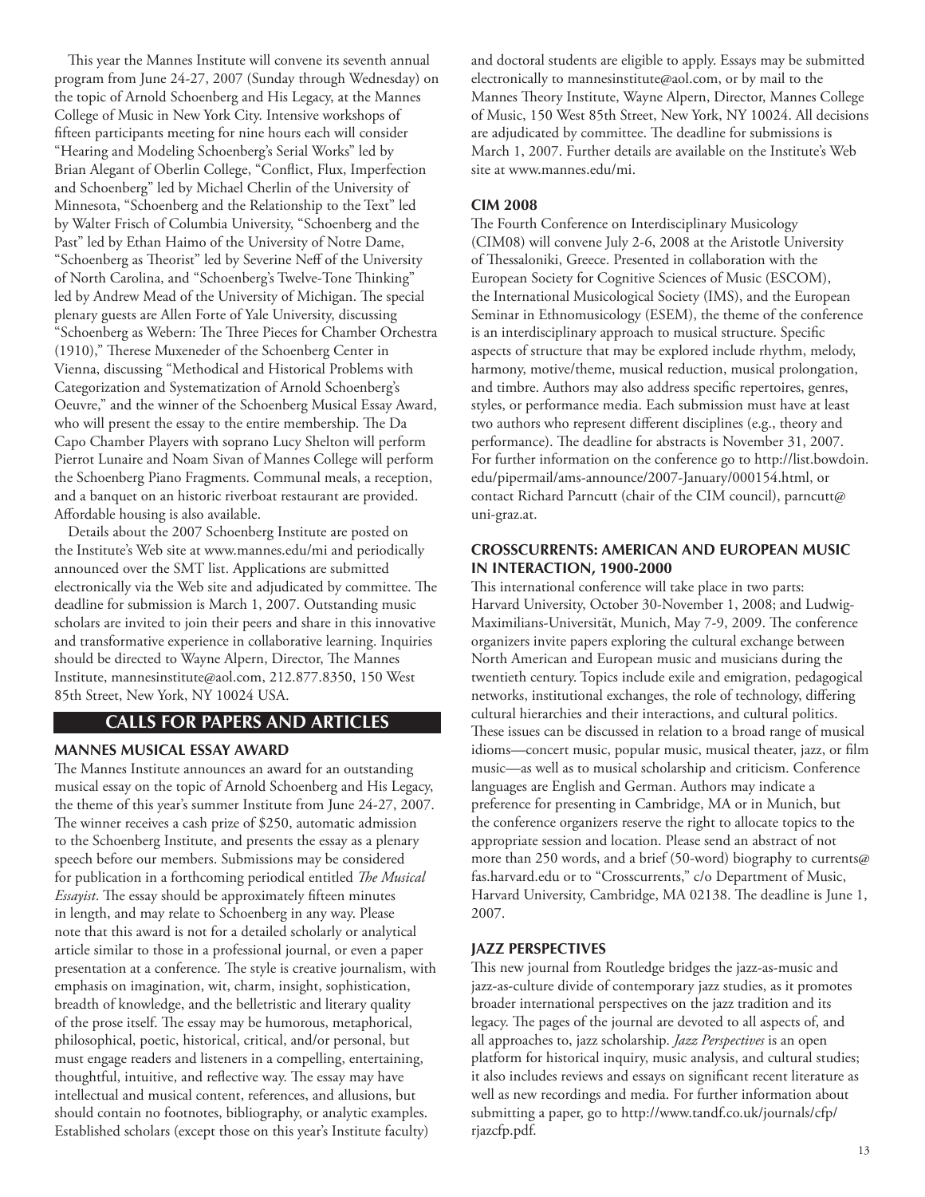This year the Mannes Institute will convene its seventh annual program from June 24-27, 2007 (Sunday through Wednesday) on the topic of Arnold Schoenberg and His Legacy, at the Mannes College of Music in New York City. Intensive workshops of fifteen participants meeting for nine hours each will consider "Hearing and Modeling Schoenberg's Serial Works" led by Brian Alegant of Oberlin College, "Conflict, Flux, Imperfection and Schoenberg" led by Michael Cherlin of the University of Minnesota, "Schoenberg and the Relationship to the Text" led by Walter Frisch of Columbia University, "Schoenberg and the Past" led by Ethan Haimo of the University of Notre Dame, "Schoenberg as Theorist" led by Severine Neff of the University of North Carolina, and "Schoenberg's Twelve-Tone Thinking" led by Andrew Mead of the University of Michigan. The special plenary guests are Allen Forte of Yale University, discussing "Schoenberg as Webern: The Three Pieces for Chamber Orchestra (1910)," Therese Muxeneder of the Schoenberg Center in Vienna, discussing "Methodical and Historical Problems with Categorization and Systematization of Arnold Schoenberg's Oeuvre," and the winner of the Schoenberg Musical Essay Award, who will present the essay to the entire membership. The Da Capo Chamber Players with soprano Lucy Shelton will perform Pierrot Lunaire and Noam Sivan of Mannes College will perform the Schoenberg Piano Fragments. Communal meals, a reception, and a banquet on an historic riverboat restaurant are provided. Affordable housing is also available.

Details about the 2007 Schoenberg Institute are posted on the Institute's Web site at www.mannes.edu/mi and periodically announced over the SMT list. Applications are submitted electronically via the Web site and adjudicated by committee. The deadline for submission is March 1, 2007. Outstanding music scholars are invited to join their peers and share in this innovative and transformative experience in collaborative learning. Inquiries should be directed to Wayne Alpern, Director, The Mannes Institute, mannesinstitute@aol.com, 212.877.8350, 150 West 85th Street, New York, NY 10024 USA.

## CALLS FOR PAPERS AND ARTICLES

### MANNES MUSICAL ESSAY AWARD

The Mannes Institute announces an award for an outstanding musical essay on the topic of Arnold Schoenberg and His Legacy, the theme of this year's summer Institute from June 24-27, 2007. The winner receives a cash prize of $250, automatic admission to the Schoenberg Institute, and presents the essay as a plenary speech before our members. Submissions may be considered for publication in a forthcoming periodical entitled *The Musical Essayist*. The essay should be approximately fifteen minutes in length, and may relate to Schoenberg in any way. Please note that this award is not for a detailed scholarly or analytical article similar to those in a professional journal, or even a paper presentation at a conference. The style is creative journalism, with emphasis on imagination, wit, charm, insight, sophistication, breadth of knowledge, and the belletristic and literary quality of the prose itself. The essay may be humorous, metaphorical, philosophical, poetic, historical, critical, and/or personal, but must engage readers and listeners in a compelling, entertaining, thoughtful, intuitive, and reflective way. The essay may have intellectual and musical content, references, and allusions, but should contain no footnotes, bibliography, or analytic examples. Established scholars (except those on this year's Institute faculty) and doctoral students are eligible to apply. Essays may be submitted electronically to mannesinstitute@aol.com, or by mail to the Mannes Theory Institute, Wayne Alpern, Director, Mannes College of Music, 150 West 85th Street, New York, NY 10024. All decisions are adjudicated by committee. The deadline for submissions is March 1, 2007. Further details are available on the Institute's Web site at www.mannes.edu/mi.

### CIM 2008

The Fourth Conference on Interdisciplinary Musicology (CIM08) will convene July 2-6, 2008 at the Aristotle University of Thessaloniki, Greece. Presented in collaboration with the European Society for Cognitive Sciences of Music (ESCOM), the International Musicological Society (IMS), and the European Seminar in Ethnomusicology (ESEM), the theme of the conference is an interdisciplinary approach to musical structure. Specific aspects of structure that may be explored include rhythm, melody, harmony, motive/theme, musical reduction, musical prolongation, and timbre. Authors may also address specific repertoires, genres, styles, or performance media. Each submission must have at least two authors who represent different disciplines (e.g., theory and performance). The deadline for abstracts is November 31, 2007. For further information on the conference go to http://list.bowdoin.edu/pipermail/ams-announce/2007-January/000154.html, or contact Richard Parncutt (chair of the CIM council), parncutt@uni-graz.at.

### CROSSCURRENTS: AMERICAN AND EUROPEAN MUSIC IN INTERACTION, 1900-2000

This international conference will take place in two parts: Harvard University, October 30-November 1, 2008; and Ludwig-Maximilians-Universität, Munich, May 7-9, 2009. The conference organizers invite papers exploring the cultural exchange between North American and European music and musicians during the twentieth century. Topics include exile and emigration, pedagogical networks, institutional exchanges, the role of technology, differing cultural hierarchies and their interactions, and cultural politics. These issues can be discussed in relation to a broad range of musical idioms—concert music, popular music, musical theater, jazz, or film music—as well as to musical scholarship and criticism. Conference languages are English and German. Authors may indicate a preference for presenting in Cambridge, MA or in Munich, but the conference organizers reserve the right to allocate topics to the appropriate session and location. Please send an abstract of not more than 250 words, and a brief (50-word) biography to currents@fas.harvard.edu or to "Crosscurrents," c/o Department of Music, Harvard University, Cambridge, MA 02138. The deadline is June 1, 2007.

### JAZZ PERSPECTIVES

This new journal from Routledge bridges the jazz-as-music and jazz-as-culture divide of contemporary jazz studies, as it promotes broader international perspectives on the jazz tradition and its legacy. The pages of the journal are devoted to all aspects of, and all approaches to, jazz scholarship. *Jazz Perspectives* is an open platform for historical inquiry, music analysis, and cultural studies; it also includes reviews and essays on significant recent literature as well as new recordings and media. For further information about submitting a paper, go to http://www.tandf.co.uk/journals/cfp/rjazcfp.pdf.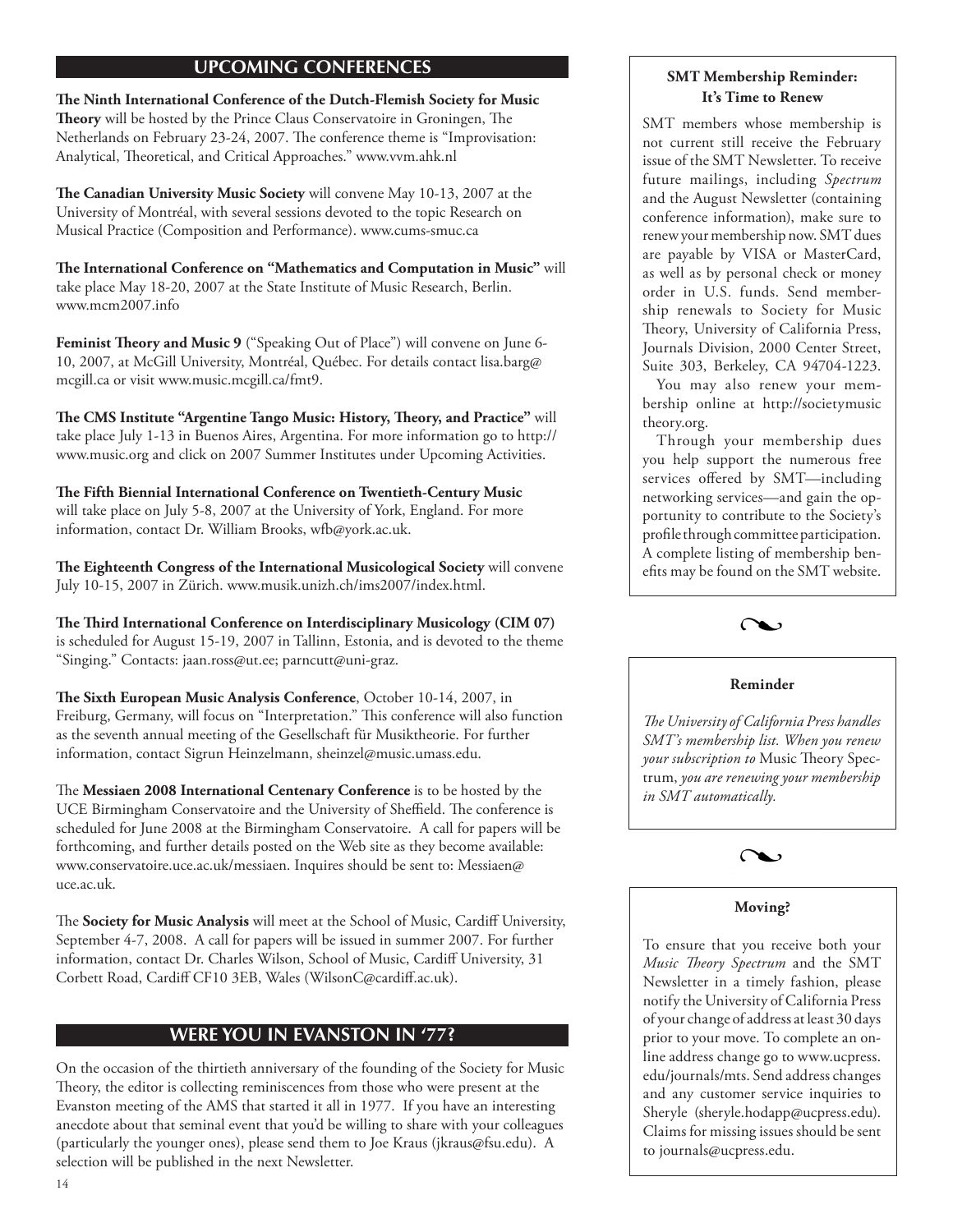## UPCOMING CONFERENCES

**The Ninth International Conference of the Dutch-Flemish Society for Music Theory** will be hosted by the Prince Claus Conservatoire in Groningen, The Netherlands on February 23-24, 2007. The conference theme is "Improvisation: Analytical, Theoretical, and Critical Approaches." www.vvm.ahk.nl

**The Canadian University Music Society** will convene May 10-13, 2007 at the University of Montréal, with several sessions devoted to the topic Research on Musical Practice (Composition and Performance). www.cums-smuc.ca

**The International Conference on "Mathematics and Computation in Music"** will take place May 18-20, 2007 at the State Institute of Music Research, Berlin. www.mcm2007.info

**Feminist Theory and Music 9** ("Speaking Out of Place") will convene on June 6-10, 2007, at McGill University, Montréal, Québec. For details contact lisa.barg@mcgill.ca or visit www.music.mcgill.ca/fmt9.

**The CMS Institute "Argentine Tango Music: History, Theory, and Practice"** will take place July 1-13 in Buenos Aires, Argentina. For more information go to http://www.music.org and click on 2007 Summer Institutes under Upcoming Activities.

**The Fifth Biennial International Conference on Twentieth-Century Music** will take place on July 5-8, 2007 at the University of York, England. For more information, contact Dr. William Brooks, wfb@york.ac.uk.

**The Eighteenth Congress of the International Musicological Society** will convene July 10-15, 2007 in Zürich. www.musik.unizh.ch/ims2007/index.html.

**The Third International Conference on Interdisciplinary Musicology (CIM 07)** is scheduled for August 15-19, 2007 in Tallinn, Estonia, and is devoted to the theme "Singing." Contacts: jaan.ross@ut.ee; parncutt@uni-graz.

**The Sixth European Music Analysis Conference**, October 10-14, 2007, in Freiburg, Germany, will focus on "Interpretation." This conference will also function as the seventh annual meeting of the Gesellschaft für Musiktheorie. For further information, contact Sigrun Heinzelmann, sheinzel@music.umass.edu.

The **Messiaen 2008 International Centenary Conference** is to be hosted by the UCE Birmingham Conservatoire and the University of Sheffield. The conference is scheduled for June 2008 at the Birmingham Conservatoire. A call for papers will be forthcoming, and further details posted on the Web site as they become available: www.conservatoire.uce.ac.uk/messiaen. Inquires should be sent to: Messiaen@uce.ac.uk.

The **Society for Music Analysis** will meet at the School of Music, Cardiff University, September 4-7, 2008. A call for papers will be issued in summer 2007. For further information, contact Dr. Charles Wilson, School of Music, Cardiff University, 31 Corbett Road, Cardiff CF10 3EB, Wales (WilsonC@cardiff.ac.uk).

## WERE YOU IN EVANSTON IN '77?

On the occasion of the thirtieth anniversary of the founding of the Society for Music Theory, the editor is collecting reminiscences from those who were present at the Evanston meeting of the AMS that started it all in 1977. If you have an interesting anecdote about that seminal event that you'd be willing to share with your colleagues (particularly the younger ones), please send them to Joe Kraus (jkraus@fsu.edu). A selection will be published in the next Newsletter.

### SMT Membership Reminder: It's Time to Renew

SMT members whose membership is not current still receive the February issue of the SMT Newsletter. To receive future mailings, including *Spectrum* and the August Newsletter (containing conference information), make sure to renew your membership now. SMT dues are payable by VISA or MasterCard, as well as by personal check or money order in U.S. funds. Send membership renewals to Society for Music Theory, University of California Press, Journals Division, 2000 Center Street, Suite 303, Berkeley, CA 94704-1223.

You may also renew your membership online at http://societymusictheory.org.

Through your membership dues you help support the numerous free services offered by SMT—including networking services—and gain the opportunity to contribute to the Society's profile through committee participation. A complete listing of membership benefits may be found on the SMT website.

### Reminder

*The University of California Press handles SMT's membership list. When you renew your subscription to* Music Theory Spectrum, *you are renewing your membership in SMT automatically.*

### Moving?

To ensure that you receive both your *Music Theory Spectrum* and the SMT Newsletter in a timely fashion, please notify the University of California Press of your change of address at least 30 days prior to your move. To complete an online address change go to www.ucpress.edu/journals/mts. Send address changes and any customer service inquiries to Sheryle (sheryle.hodapp@ucpress.edu). Claims for missing issues should be sent to journals@ucpress.edu.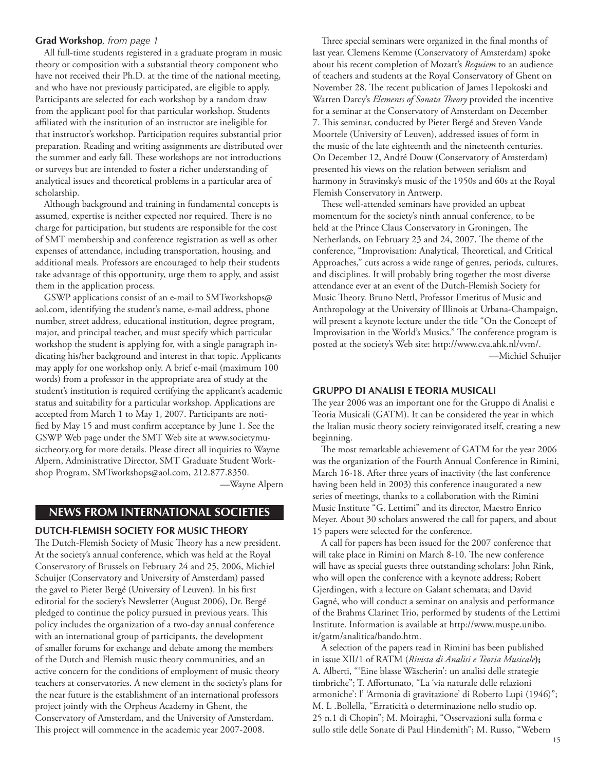**Grad Workshop***, from page 1*

All full-time students registered in a graduate program in music theory or composition with a substantial theory component who have not received their Ph.D. at the time of the national meeting, and who have not previously participated, are eligible to apply. Participants are selected for each workshop by a random draw from the applicant pool for that particular workshop. Students affiliated with the institution of an instructor are ineligible for that instructor's workshop. Participation requires substantial prior preparation. Reading and writing assignments are distributed over the summer and early fall. These workshops are not introductions or surveys but are intended to foster a richer understanding of analytical issues and theoretical problems in a particular area of scholarship.

Although background and training in fundamental concepts is assumed, expertise is neither expected nor required. There is no charge for participation, but students are responsible for the cost of SMT membership and conference registration as well as other expenses of attendance, including transportation, housing, and additional meals. Professors are encouraged to help their students take advantage of this opportunity, urge them to apply, and assist them in the application process.

GSWP applications consist of an e-mail to SMTworkshops@aol.com, identifying the student's name, e-mail address, phone number, street address, educational institution, degree program, major, and principal teacher, and must specify which particular workshop the student is applying for, with a single paragraph indicating his/her background and interest in that topic. Applicants may apply for one workshop only. A brief e-mail (maximum 100 words) from a professor in the appropriate area of study at the student's institution is required certifying the applicant's academic status and suitability for a particular workshop. Applications are accepted from March 1 to May 1, 2007. Participants are notified by May 15 and must confirm acceptance by June 1. See the GSWP Web page under the SMT Web site at www.societymusictheory.org for more details. Please direct all inquiries to Wayne Alpern, Administrative Director, SMT Graduate Student Workshop Program, SMTworkshops@aol.com, 212.877.8350.

—Wayne Alpern

## NEWS FROM INTERNATIONAL SOCIETIES

### DUTCH-FLEMISH SOCIETY FOR MUSIC THEORY

The Dutch-Flemish Society of Music Theory has a new president. At the society's annual conference, which was held at the Royal Conservatory of Brussels on February 24 and 25, 2006, Michiel Schuijer (Conservatory and University of Amsterdam) passed the gavel to Pieter Bergé (University of Leuven). In his first editorial for the society's Newsletter (August 2006), Dr. Bergé pledged to continue the policy pursued in previous years. This policy includes the organization of a two-day annual conference with an international group of participants, the development of smaller forums for exchange and debate among the members of the Dutch and Flemish music theory communities, and an active concern for the conditions of employment of music theory teachers at conservatories. A new element in the society's plans for the near future is the establishment of an international professors project jointly with the Orpheus Academy in Ghent, the Conservatory of Amsterdam, and the University of Amsterdam. This project will commence in the academic year 2007-2008.

Three special seminars were organized in the final months of last year. Clemens Kemme (Conservatory of Amsterdam) spoke about his recent completion of Mozart's *Requiem* to an audience of teachers and students at the Royal Conservatory of Ghent on November 28. The recent publication of James Hepokoski and Warren Darcy's *Elements of Sonata Theory* provided the incentive for a seminar at the Conservatory of Amsterdam on December 7. This seminar, conducted by Pieter Bergé and Steven Vande Moortele (University of Leuven), addressed issues of form in the music of the late eighteenth and the nineteenth centuries. On December 12, André Douw (Conservatory of Amsterdam) presented his views on the relation between serialism and harmony in Stravinsky's music of the 1950s and 60s at the Royal Flemish Conservatory in Antwerp.

These well-attended seminars have provided an upbeat momentum for the society's ninth annual conference, to be held at the Prince Claus Conservatory in Groningen, The Netherlands, on February 23 and 24, 2007. The theme of the conference, "Improvisation: Analytical, Theoretical, and Critical Approaches," cuts across a wide range of genres, periods, cultures, and disciplines. It will probably bring together the most diverse attendance ever at an event of the Dutch-Flemish Society for Music Theory. Bruno Nettl, Professor Emeritus of Music and Anthropology at the University of Illinois at Urbana-Champaign, will present a keynote lecture under the title "On the Concept of Improvisation in the World's Musics." The conference program is posted at the society's Web site: http://www.cva.ahk.nl/vvm/.

—Michiel Schuijer

### GRUPPO DI ANALISI E TEORIA MUSICALI

The year 2006 was an important one for the Gruppo di Analisi e Teoria Musicali (GATM). It can be considered the year in which the Italian music theory society reinvigorated itself, creating a new beginning.

The most remarkable achievement of GATM for the year 2006 was the organization of the Fourth Annual Conference in Rimini, March 16-18. After three years of inactivity (the last conference having been held in 2003) this conference inaugurated a new series of meetings, thanks to a collaboration with the Rimini Music Institute "G. Lettimi" and its director, Maestro Enrico Meyer. About 30 scholars answered the call for papers, and about 15 papers were selected for the conference.

A call for papers has been issued for the 2007 conference that will take place in Rimini on March 8-10. The new conference will have as special guests three outstanding scholars: John Rink, who will open the conference with a keynote address; Robert Gjerdingen, with a lecture on Galant schemata; and David Gagné, who will conduct a seminar on analysis and performance of the Brahms Clarinet Trio, performed by students of the Lettimi Institute. Information is available at http://www.muspe.unibo.it/gatm/analitica/bando.htm.

A selection of the papers read in Rimini has been published in issue XII/1 of RATM (*Rivista di Analisi e Teoria Musicale*)**;** A. Alberti, "'Eine blasse Wäscherin': un analisi delle strategie timbriche"; T. Affortunato, "La 'via naturale delle relazioni armoniche': l' 'Armonia di gravitazione' di Roberto Lupi (1946)"; M. L .Bollella, "Erraticità o determinazione nello studio op. 25 n.1 di Chopin"; M. Moiraghi, "Osservazioni sulla forma e sullo stile delle Sonate di Paul Hindemith"; M. Russo, "Webern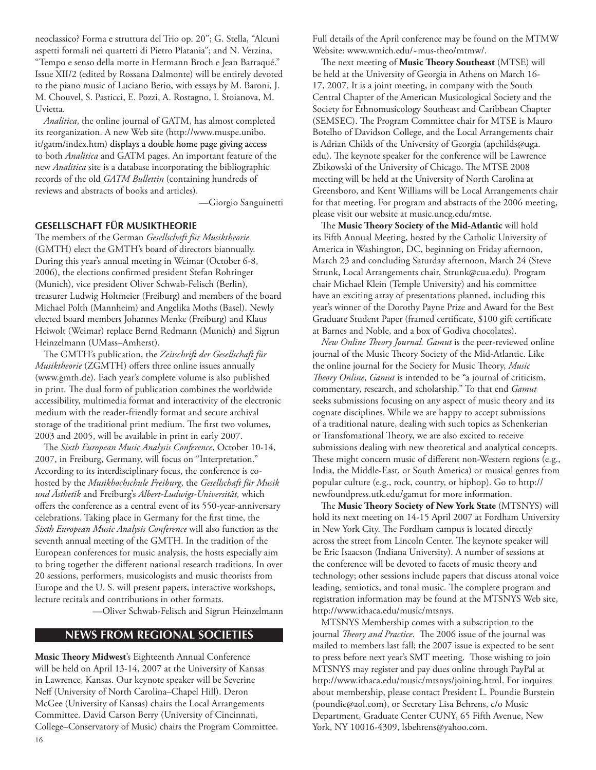neoclassico? Forma e struttura del Trio op. 20"; G. Stella, "Alcuni aspetti formali nei quartetti di Pietro Platania"; and N. Verzina, "Tempo e senso della morte in Hermann Broch e Jean Barraqué." Issue XII/2 (edited by Rossana Dalmonte) will be entirely devoted to the piano music of Luciano Berio, with essays by M. Baroni, J. M. Chouvel, S. Pasticci, E. Pozzi, A. Rostagno, I. Stoianova, M. Uvietta.

*Analitica*, the online journal of GATM, has almost completed its reorganization. A new Web site (http://www.muspe.unibo.it/gatm/index.htm) displays a double home page giving access to both *Analitica* and GATM pages. An important feature of the new *Analitica* site is a database incorporating the bibliographic records of the old *GATM Bullettin* (containing hundreds of reviews and abstracts of books and articles).

—Giorgio Sanguinetti

### GESELLSCHAFT FÜR MUSIKTHEORIE

The members of the German *Gesellschaft für Musiktheorie* (GMTH) elect the GMTH's board of directors biannually. During this year's annual meeting in Weimar (October 6-8, 2006), the elections confirmed president Stefan Rohringer (Munich), vice president Oliver Schwab-Felisch (Berlin), treasurer Ludwig Holtmeier (Freiburg) and members of the board Michael Polth (Mannheim) and Angelika Moths (Basel). Newly elected board members Johannes Menke (Freiburg) and Klaus Heiwolt (Weimar) replace Bernd Redmann (Munich) and Sigrun Heinzelmann (UMass–Amherst).

The GMTH's publication, the *Zeitschrift der Gesellschaft für Musiktheorie* (ZGMTH) offers three online issues annually (www.gmth.de). Each year's complete volume is also published in print. The dual form of publication combines the worldwide accessibility, multimedia format and interactivity of the electronic medium with the reader-friendly format and secure archival storage of the traditional print medium. The first two volumes, 2003 and 2005, will be available in print in early 2007.

The *Sixth European Music Analysis Conference*, October 10-14, 2007, in Freiburg, Germany, will focus on "Interpretation." According to its interdisciplinary focus, the conference is co-hosted by the *Musikhochschule Freiburg*, the *Gesellschaft für Musik und Ästhetik* and Freiburg's *Albert-Ludwigs-Universität,* which offers the conference as a central event of its 550-year-anniversary celebrations. Taking place in Germany for the first time, the *Sixth European Music Analysis Conference* will also function as the seventh annual meeting of the GMTH. In the tradition of the European conferences for music analysis, the hosts especially aim to bring together the different national research traditions. In over 20 sessions, performers, musicologists and music theorists from Europe and the U. S. will present papers, interactive workshops, lecture recitals and contributions in other formats.

—Oliver Schwab-Felisch and Sigrun Heinzelmann

## NEWS FROM REGIONAL SOCIETIES

**Music Theory Midwest**'s Eighteenth Annual Conference will be held on April 13-14, 2007 at the University of Kansas in Lawrence, Kansas. Our keynote speaker will be Severine Neff (University of North Carolina–Chapel Hill). Deron McGee (University of Kansas) chairs the Local Arrangements Committee. David Carson Berry (University of Cincinnati, College–Conservatory of Music) chairs the Program Committee. Full details of the April conference may be found on the MTMW Website: www.wmich.edu/~mus-theo/mtmw/.

The next meeting of **Music Theory Southeast** (MTSE) will be held at the University of Georgia in Athens on March 16-17, 2007. It is a joint meeting, in company with the South Central Chapter of the American Musicological Society and the Society for Ethnomusicology Southeast and Caribbean Chapter (SEMSEC). The Program Committee chair for MTSE is Mauro Botelho of Davidson College, and the Local Arrangements chair is Adrian Childs of the University of Georgia (apchilds@uga.edu). The keynote speaker for the conference will be Lawrence Zbikowski of the University of Chicago. The MTSE 2008 meeting will be held at the University of North Carolina at Greensboro, and Kent Williams will be Local Arrangements chair for that meeting. For program and abstracts of the 2006 meeting, please visit our website at music.uncg.edu/mtse.

The **Music Theory Society of the Mid-Atlantic** will hold its Fifth Annual Meeting, hosted by the Catholic University of America in Washington, DC, beginning on Friday afternoon, March 23 and concluding Saturday afternoon, March 24 (Steve Strunk, Local Arrangements chair, Strunk@cua.edu). Program chair Michael Klein (Temple University) and his committee have an exciting array of presentations planned, including this year's winner of the Dorothy Payne Prize and Award for the Best Graduate Student Paper (framed certificate, $100 gift certificate at Barnes and Noble, and a box of Godiva chocolates).

*New Online Theory Journal. Gamut* is the peer-reviewed online journal of the Music Theory Society of the Mid-Atlantic. Like the online journal for the Society for Music Theory, *Music Theory Online*, *Gamut* is intended to be "a journal of criticism, commentary, research, and scholarship." To that end *Gamut* seeks submissions focusing on any aspect of music theory and its cognate disciplines. While we are happy to accept submissions of a traditional nature, dealing with such topics as Schenkerian or Transfomational Theory, we are also excited to receive submissions dealing with new theoretical and analytical concepts. These might concern music of different non-Western regions (e.g., India, the Middle-East, or South America) or musical genres from popular culture (e.g., rock, country, or hiphop). Go to http://newfoundpress.utk.edu/gamut for more information.

The **Music Theory Society of New York State** (MTSNYS) will hold its next meeting on 14-15 April 2007 at Fordham University in New York City. The Fordham campus is located directly across the street from Lincoln Center. The keynote speaker will be Eric Isaacson (Indiana University). A number of sessions at the conference will be devoted to facets of music theory and technology; other sessions include papers that discuss atonal voice leading, semiotics, and tonal music. The complete program and registration information may be found at the MTSNYS Web site, http://www.ithaca.edu/music/mtsnys.

MTSNYS Membership comes with a subscription to the journal *Theory and Practice*. The 2006 issue of the journal was mailed to members last fall; the 2007 issue is expected to be sent to press before next year's SMT meeting. Those wishing to join MTSNYS may register and pay dues online through PayPal at http://www.ithaca.edu/music/mtsnys/joining.html. For inquires about membership, please contact President L. Poundie Burstein (poundie@aol.com), or Secretary Lisa Behrens, c/o Music Department, Graduate Center CUNY, 65 Fifth Avenue, New York, NY 10016-4309, lsbehrens@yahoo.com.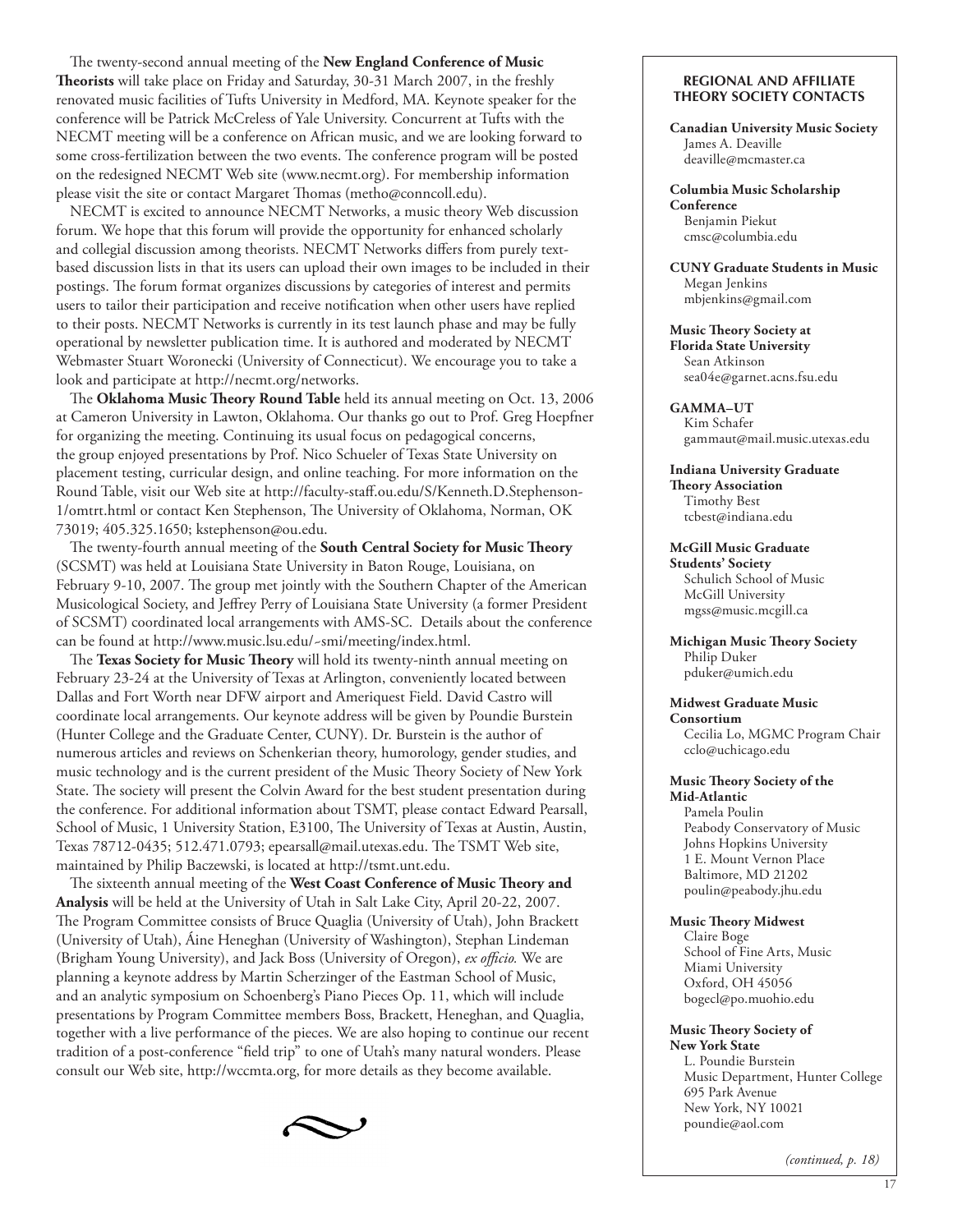The twenty-second annual meeting of the **New England Conference of Music Theorists** will take place on Friday and Saturday, 30-31 March 2007, in the freshly renovated music facilities of Tufts University in Medford, MA. Keynote speaker for the conference will be Patrick McCreless of Yale University. Concurrent at Tufts with the NECMT meeting will be a conference on African music, and we are looking forward to some cross-fertilization between the two events. The conference program will be posted on the redesigned NECMT Web site (www.necmt.org). For membership information please visit the site or contact Margaret Thomas (metho@conncoll.edu).

NECMT is excited to announce NECMT Networks, a music theory Web discussion forum. We hope that this forum will provide the opportunity for enhanced scholarly and collegial discussion among theorists. NECMT Networks differs from purely text-based discussion lists in that its users can upload their own images to be included in their postings. The forum format organizes discussions by categories of interest and permits users to tailor their participation and receive notification when other users have replied to their posts. NECMT Networks is currently in its test launch phase and may be fully operational by newsletter publication time. It is authored and moderated by NECMT Webmaster Stuart Woronecki (University of Connecticut). We encourage you to take a look and participate at http://necmt.org/networks.

The **Oklahoma Music Theory Round Table** held its annual meeting on Oct. 13, 2006 at Cameron University in Lawton, Oklahoma. Our thanks go out to Prof. Greg Hoepfner for organizing the meeting. Continuing its usual focus on pedagogical concerns, the group enjoyed presentations by Prof. Nico Schueler of Texas State University on placement testing, curricular design, and online teaching. For more information on the Round Table, visit our Web site at http://faculty-staff.ou.edu/S/Kenneth.D.Stephenson-1/omtrt.html or contact Ken Stephenson, The University of Oklahoma, Norman, OK 73019; 405.325.1650; kstephenson@ou.edu.

The twenty-fourth annual meeting of the **South Central Society for Music Theory** (SCSMT) was held at Louisiana State University in Baton Rouge, Louisiana, on February 9-10, 2007. The group met jointly with the Southern Chapter of the American Musicological Society, and Jeffrey Perry of Louisiana State University (a former President of SCSMT) coordinated local arrangements with AMS-SC. Details about the conference can be found at http://www.music.lsu.edu/~smi/meeting/index.html.

The **Texas Society for Music Theory** will hold its twenty-ninth annual meeting on February 23-24 at the University of Texas at Arlington, conveniently located between Dallas and Fort Worth near DFW airport and Ameriquest Field. David Castro will coordinate local arrangements. Our keynote address will be given by Poundie Burstein (Hunter College and the Graduate Center, CUNY). Dr. Burstein is the author of numerous articles and reviews on Schenkerian theory, humorology, gender studies, and music technology and is the current president of the Music Theory Society of New York State. The society will present the Colvin Award for the best student presentation during the conference. For additional information about TSMT, please contact Edward Pearsall, School of Music, 1 University Station, E3100, The University of Texas at Austin, Austin, Texas 78712-0435; 512.471.0793; epearsall@mail.utexas.edu. The TSMT Web site, maintained by Philip Baczewski, is located at http://tsmt.unt.edu.

The sixteenth annual meeting of the **West Coast Conference of Music Theory and Analysis** will be held at the University of Utah in Salt Lake City, April 20-22, 2007. The Program Committee consists of Bruce Quaglia (University of Utah), John Brackett (University of Utah), Áine Heneghan (University of Washington), Stephan Lindeman (Brigham Young University), and Jack Boss (University of Oregon), *ex officio.* We are planning a keynote address by Martin Scherzinger of the Eastman School of Music, and an analytic symposium on Schoenberg's Piano Pieces Op. 11, which will include presentations by Program Committee members Boss, Brackett, Heneghan, and Quaglia, together with a live performance of the pieces. We are also hoping to continue our recent tradition of a post-conference "field trip" to one of Utah's many natural wonders. Please consult our Web site, http://wccmta.org, for more details as they become available.

### REGIONAL AND AFFILIATE THEORY SOCIETY CONTACTS

**Canadian University Music Society**
James A. Deaville
deaville@mcmaster.ca

**Columbia Music Scholarship Conference**
Benjamin Piekut
cmsc@columbia.edu

**CUNY Graduate Students in Music**
Megan Jenkins
mbjenkins@gmail.com

**Music Theory Society at Florida State University**
Sean Atkinson
sea04e@garnet.acns.fsu.edu

**GAMMA–UT**
Kim Schafer
gammaut@mail.music.utexas.edu

**Indiana University Graduate Theory Association**
Timothy Best
tcbest@indiana.edu

**McGill Music Graduate Students' Society**
Schulich School of Music
McGill University
mgss@music.mcgill.ca

**Michigan Music Theory Society**
Philip Duker
pduker@umich.edu

**Midwest Graduate Music Consortium**
Cecilia Lo, MGMC Program Chair
cclo@uchicago.edu

**Music Theory Society of the Mid-Atlantic**
Pamela Poulin
Peabody Conservatory of Music
Johns Hopkins University
1 E. Mount Vernon Place
Baltimore, MD 21202
poulin@peabody.jhu.edu

**Music Theory Midwest**
Claire Boge
School of Fine Arts, Music
Miami University
Oxford, OH 45056
bogecl@po.muohio.edu

**Music Theory Society of New York State**
L. Poundie Burstein
Music Department, Hunter College
695 Park Avenue
New York, NY 10021
poundie@aol.com

*(continued, p. 18)*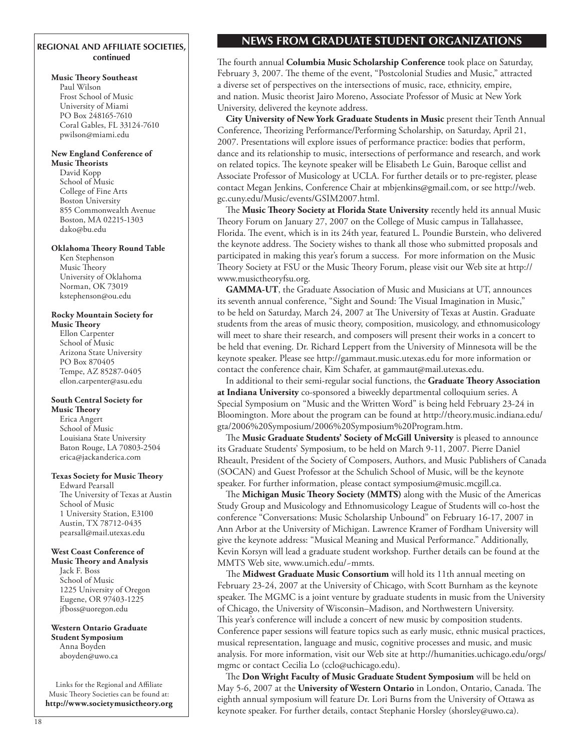**REGIONAL AND AFFILIATE SOCIETIES, continued**

**Music Theory Southeast**
Paul Wilson
Frost School of Music
University of Miami
PO Box 248165-7610
Coral Gables, FL 33124-7610
pwilson@miami.edu

**New England Conference of Music Theorists**
David Kopp
School of Music
College of Fine Arts
Boston University
855 Commonwealth Avenue
Boston, MA 02215-1303
dako@bu.edu

**Oklahoma Theory Round Table**
Ken Stephenson
Music Theory
University of Oklahoma
Norman, OK 73019
kstephenson@ou.edu

**Rocky Mountain Society for Music Theory**
Ellon Carpenter
School of Music
Arizona State University
PO Box 870405
Tempe, AZ 85287-0405
ellon.carpenter@asu.edu

**South Central Society for Music Theory**
Erica Angert
School of Music
Louisiana State University
Baton Rouge, LA 70803-2504
erica@jackanderica.com

**Texas Society for Music Theory**
Edward Pearsall
The University of Texas at Austin
School of Music
1 University Station, E3100
Austin, TX 78712-0435
pearsall@mail.utexas.edu

**West Coast Conference of Music Theory and Analysis**
Jack F. Boss
School of Music
1225 University of Oregon
Eugene, OR 97403-1225
jfboss@uoregon.edu

**Western Ontario Graduate Student Symposium**
Anna Boyden
aboyden@uwo.ca

Links for the Regional and Affiliate Music Theory Societies can be found at:
**http://www.societymusictheory.org**

## NEWS FROM GRADUATE STUDENT ORGANIZATIONS

The fourth annual **Columbia Music Scholarship Conference** took place on Saturday, February 3, 2007. The theme of the event, "Postcolonial Studies and Music," attracted a diverse set of perspectives on the intersections of music, race, ethnicity, empire, and nation. Music theorist Jairo Moreno, Associate Professor of Music at New York University, delivered the keynote address.

**City University of New York Graduate Students in Music** present their Tenth Annual Conference, Theorizing Performance/Performing Scholarship, on Saturday, April 21, 2007. Presentations will explore issues of performance practice: bodies that perform, dance and its relationship to music, intersections of performance and research, and work on related topics. The keynote speaker will be Elisabeth Le Guin, Baroque cellist and Associate Professor of Musicology at UCLA. For further details or to pre-register, please contact Megan Jenkins, Conference Chair at mbjenkins@gmail.com, or see http://web.gc.cuny.edu/Music/events/GSIM2007.html.

The **Music Theory Society at Florida State University** recently held its annual Music Theory Forum on January 27, 2007 on the College of Music campus in Tallahassee, Florida. The event, which is in its 24th year, featured L. Poundie Burstein, who delivered the keynote address. The Society wishes to thank all those who submitted proposals and participated in making this year's forum a success. For more information on the Music Theory Society at FSU or the Music Theory Forum, please visit our Web site at http://www.musictheoryfsu.org.

**GAMMA-UT**, the Graduate Association of Music and Musicians at UT, announces its seventh annual conference, "Sight and Sound: The Visual Imagination in Music," to be held on Saturday, March 24, 2007 at The University of Texas at Austin. Graduate students from the areas of music theory, composition, musicology, and ethnomusicology will meet to share their research, and composers will present their works in a concert to be held that evening. Dr. Richard Leppert from the University of Minnesota will be the keynote speaker. Please see http://gammaut.music.utexas.edu for more information or contact the conference chair, Kim Schafer, at gammaut@mail.utexas.edu.

In additional to their semi-regular social functions, the **Graduate Theory Association at Indiana University** co-sponsored a biweekly departmental colloquium series. A Special Symposium on "Music and the Written Word" is being held February 23-24 in Bloomington. More about the program can be found at http://theory.music.indiana.edu/gta/2006%20Symposium/2006%20Symposium%20Program.htm.

The **Music Graduate Students' Society of McGill University** is pleased to announce its Graduate Students' Symposium, to be held on March 9-11, 2007. Pierre Daniel Rheault, President of the Society of Composers, Authors, and Music Publishers of Canada (SOCAN) and Guest Professor at the Schulich School of Music, will be the keynote speaker. For further information, please contact symposium@music.mcgill.ca.

The **Michigan Music Theory Society (MMTS)** along with the Music of the Americas Study Group and Musicology and Ethnomusicology League of Students will co-host the conference "Conversations: Music Scholarship Unbound" on February 16-17, 2007 in Ann Arbor at the University of Michigan. Lawrence Kramer of Fordham University will give the keynote address: "Musical Meaning and Musical Performance." Additionally, Kevin Korsyn will lead a graduate student workshop. Further details can be found at the MMTS Web site, www.umich.edu/~mmts.

The **Midwest Graduate Music Consortium** will hold its 11th annual meeting on February 23-24, 2007 at the University of Chicago, with Scott Burnham as the keynote speaker. The MGMC is a joint venture by graduate students in music from the University of Chicago, the University of Wisconsin–Madison, and Northwestern University. This year's conference will include a concert of new music by composition students. Conference paper sessions will feature topics such as early music, ethnic musical practices, musical representation, language and music, cognitive processes and music, and music analysis. For more information, visit our Web site at http://humanities.uchicago.edu/orgs/mgmc or contact Cecilia Lo (cclo@uchicago.edu).

The **Don Wright Faculty of Music Graduate Student Symposium** will be held on May 5-6, 2007 at the **University of Western Ontario** in London, Ontario, Canada. The eighth annual symposium will feature Dr. Lori Burns from the University of Ottawa as keynote speaker. For further details, contact Stephanie Horsley (shorsley@uwo.ca).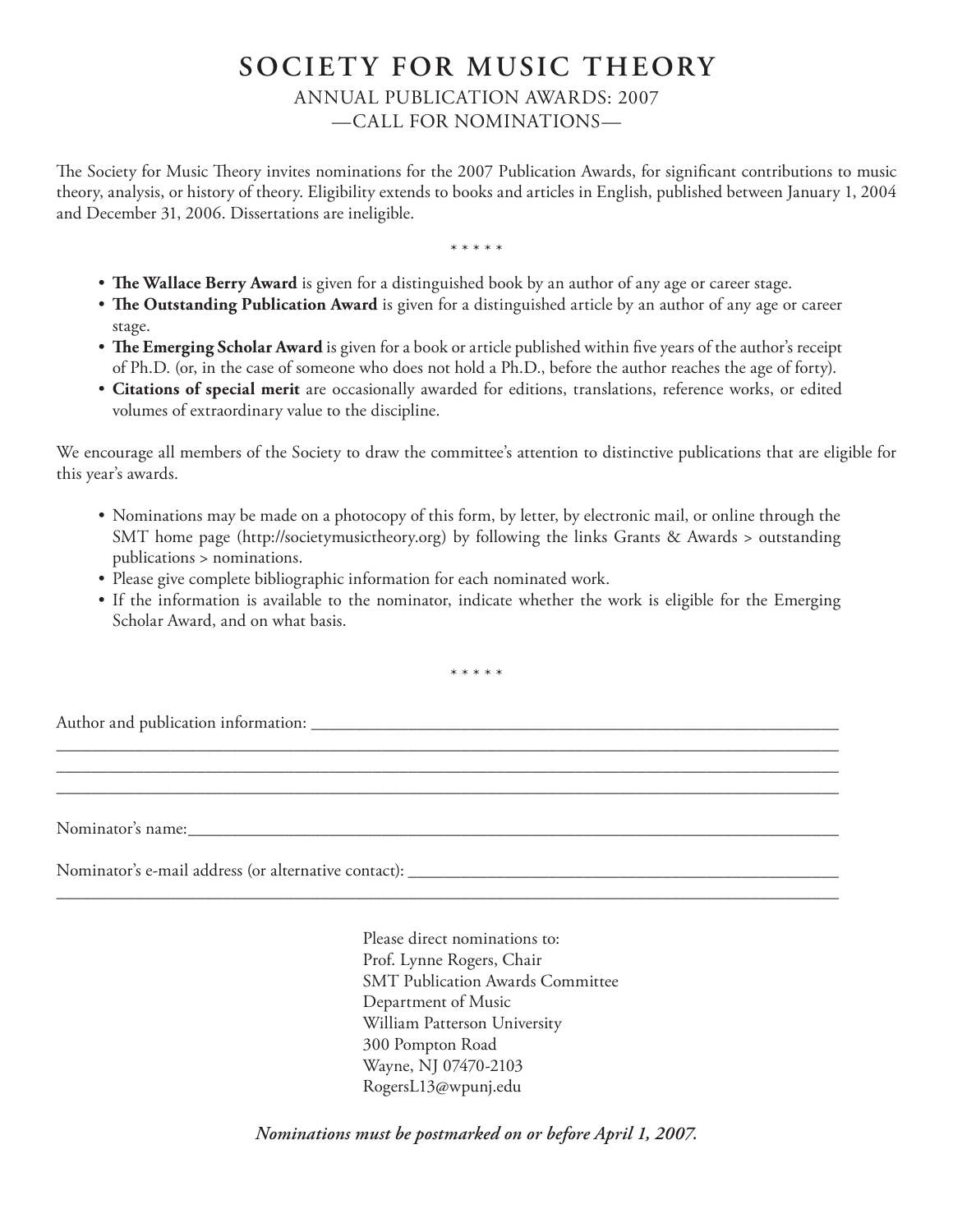# SOCIETY FOR MUSIC THEORY

ANNUAL PUBLICATION AWARDS: 2007

—CALL FOR NOMINATIONS—

The Society for Music Theory invites nominations for the 2007 Publication Awards, for significant contributions to music theory, analysis, or history of theory. Eligibility extends to books and articles in English, published between January 1, 2004 and December 31, 2006. Dissertations are ineligible.

\* \* \* \* \*

- **The Wallace Berry Award** is given for a distinguished book by an author of any age or career stage.
- **The Outstanding Publication Award** is given for a distinguished article by an author of any age or career stage.
- **The Emerging Scholar Award** is given for a book or article published within five years of the author's receipt of Ph.D. (or, in the case of someone who does not hold a Ph.D., before the author reaches the age of forty).
- **Citations of special merit** are occasionally awarded for editions, translations, reference works, or edited volumes of extraordinary value to the discipline.

We encourage all members of the Society to draw the committee's attention to distinctive publications that are eligible for this year's awards.

- Nominations may be made on a photocopy of this form, by letter, by electronic mail, or online through the SMT home page (http://societymusictheory.org) by following the links Grants & Awards > outstanding publications > nominations.
- Please give complete bibliographic information for each nominated work.
- If the information is available to the nominator, indicate whether the work is eligible for the Emerging Scholar Award, and on what basis.

\* \* \* \* \*

Author and publication information: ______________________________________________

______________________________________________________________________________

______________________________________________________________________________

______________________________________________________________________________

Nominator's name:______________________________________________________________

Nominator's e-mail address (or alternative contact): ___________________________________

______________________________________________________________________________

Please direct nominations to:
Prof. Lynne Rogers, Chair
SMT Publication Awards Committee
Department of Music
William Patterson University
300 Pompton Road
Wayne, NJ 07470-2103
RogersL13@wpunj.edu

***Nominations must be postmarked on or before April 1, 2007.***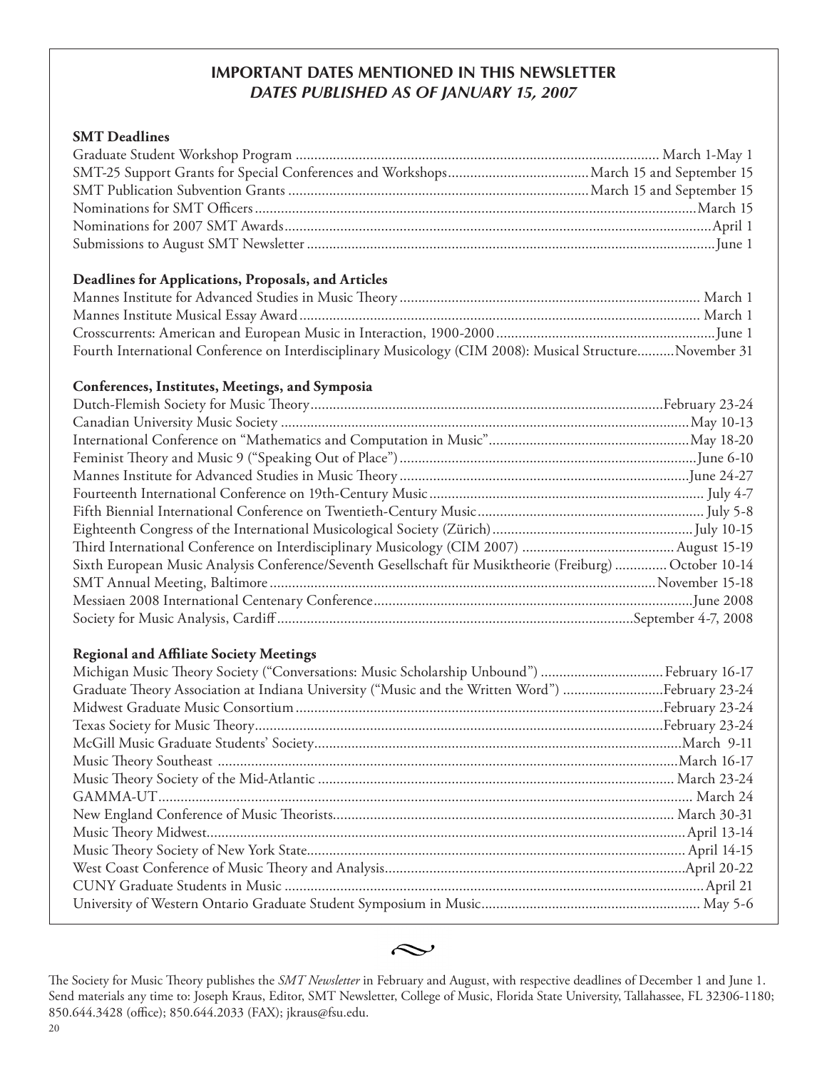## IMPORTANT DATES MENTIONED IN THIS NEWSLETTER
### *DATES PUBLISHED AS OF JANUARY 15, 2007*

**SMT Deadlines**

| | |
|---|---|
| Graduate Student Workshop Program | March 1-May 1 |
| SMT-25 Support Grants for Special Conferences and Workshops | March 15 and September 15 |
| SMT Publication Subvention Grants | March 15 and September 15 |
| Nominations for SMT Officers | March 15 |
| Nominations for 2007 SMT Awards | April 1 |
| Submissions to August SMT Newsletter | June 1 |

**Deadlines for Applications, Proposals, and Articles**

| | |
|---|---|
| Mannes Institute for Advanced Studies in Music Theory | March 1 |
| Mannes Institute Musical Essay Award | March 1 |
| Crosscurrents: American and European Music in Interaction, 1900-2000 | June 1 |
| Fourth International Conference on Interdisciplinary Musicology (CIM 2008): Musical Structure | November 31 |

**Conferences, Institutes, Meetings, and Symposia**

| | |
|---|---|
| Dutch-Flemish Society for Music Theory | February 23-24 |
| Canadian University Music Society | May 10-13 |
| International Conference on "Mathematics and Computation in Music" | May 18-20 |
| Feminist Theory and Music 9 ("Speaking Out of Place") | June 6-10 |
| Mannes Institute for Advanced Studies in Music Theory | June 24-27 |
| Fourteenth International Conference on 19th-Century Music | July 4-7 |
| Fifth Biennial International Conference on Twentieth-Century Music | July 5-8 |
| Eighteenth Congress of the International Musicological Society (Zürich) | July 10-15 |
| Third International Conference on Interdisciplinary Musicology (CIM 2007) | August 15-19 |
| Sixth European Music Analysis Conference/Seventh Gesellschaft für Musiktheorie (Freiburg) | October 10-14 |
| SMT Annual Meeting, Baltimore | November 15-18 |
| Messiaen 2008 International Centenary Conference | June 2008 |
| Society for Music Analysis, Cardiff | September 4-7, 2008 |

**Regional and Affiliate Society Meetings**

| | |
|---|---|
| Michigan Music Theory Society ("Conversations: Music Scholarship Unbound") | February 16-17 |
| Graduate Theory Association at Indiana University ("Music and the Written Word") | February 23-24 |
| Midwest Graduate Music Consortium | February 23-24 |
| Texas Society for Music Theory | February 23-24 |
| McGill Music Graduate Students' Society | March 9-11 |
| Music Theory Southeast | March 16-17 |
| Music Theory Society of the Mid-Atlantic | March 23-24 |
| GAMMA-UT | March 24 |
| New England Conference of Music Theorists | March 30-31 |
| Music Theory Midwest | April 13-14 |
| Music Theory Society of New York State | April 14-15 |
| West Coast Conference of Music Theory and Analysis | April 20-22 |
| CUNY Graduate Students in Music | April 21 |
| University of Western Ontario Graduate Student Symposium in Music | May 5-6 |

The Society for Music Theory publishes the *SMT Newsletter* in February and August, with respective deadlines of December 1 and June 1. Send materials any time to: Joseph Kraus, Editor, SMT Newsletter, College of Music, Florida State University, Tallahassee, FL 32306-1180; 850.644.3428 (office); 850.644.2033 (FAX); jkraus@fsu.edu.